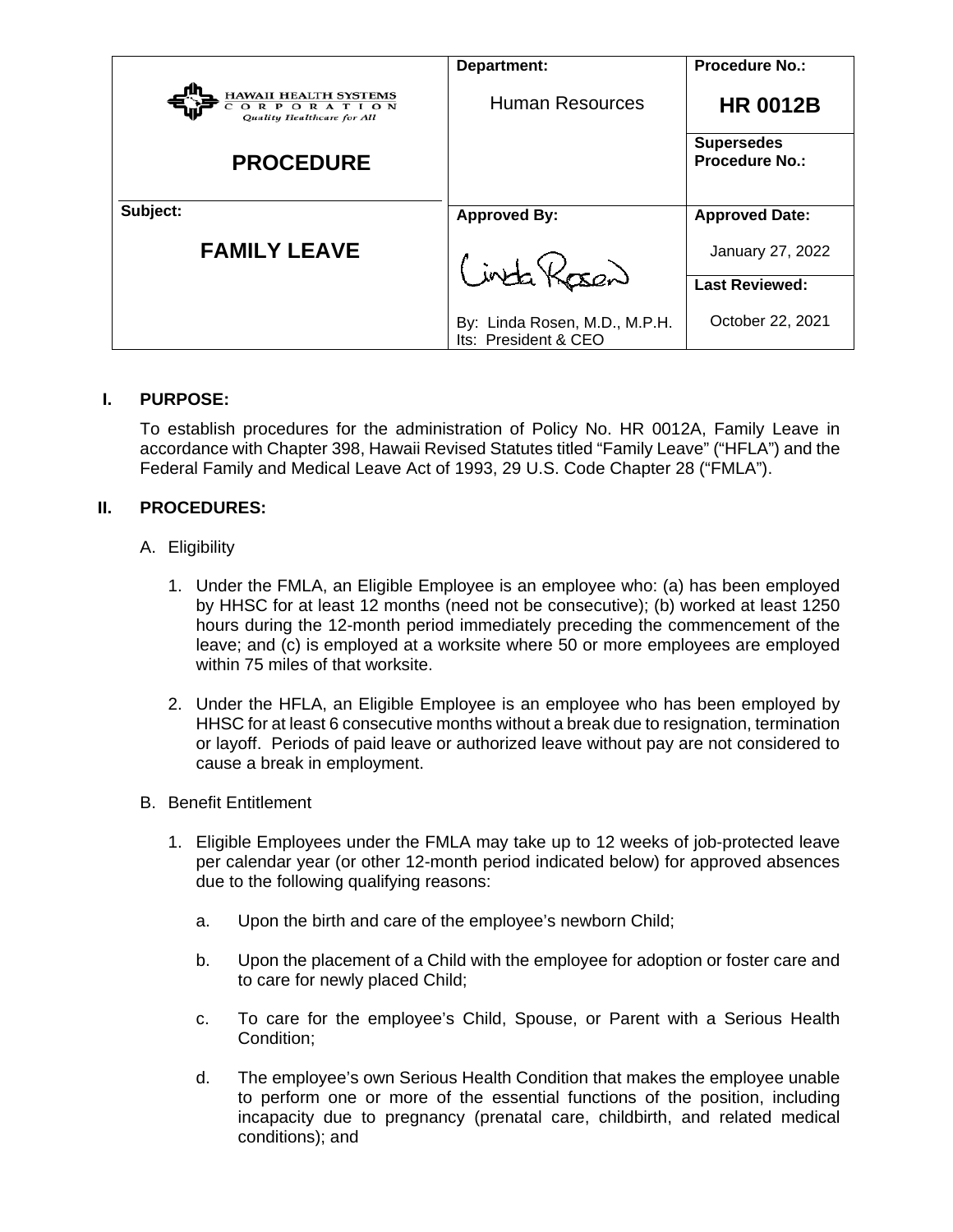| HAWAII HEALTH SYSTEMS CORPORATION *Quality Healthcare for All* **PROCEDURE** | **Department:** Human Resources | **Procedure No.:** **HR 0012B** |
|---|---|---|
| | | **Supersedes Procedure No.:** |
| **Subject:** **FAMILY LEAVE** | **Approved By:** By: Linda Rosen, M.D., M.P.H. Its: President & CEO | **Approved Date:** January 27, 2022 |
| | | **Last Reviewed:** October 22, 2021 |

## I. PURPOSE:

To establish procedures for the administration of Policy No. HR 0012A, Family Leave in accordance with Chapter 398, Hawaii Revised Statutes titled "Family Leave" ("HFLA") and the Federal Family and Medical Leave Act of 1993, 29 U.S. Code Chapter 28 ("FMLA").

## II. PROCEDURES:

A. Eligibility

1. Under the FMLA, an Eligible Employee is an employee who: (a) has been employed by HHSC for at least 12 months (need not be consecutive); (b) worked at least 1250 hours during the 12-month period immediately preceding the commencement of the leave; and (c) is employed at a worksite where 50 or more employees are employed within 75 miles of that worksite.

2. Under the HFLA, an Eligible Employee is an employee who has been employed by HHSC for at least 6 consecutive months without a break due to resignation, termination or layoff. Periods of paid leave or authorized leave without pay are not considered to cause a break in employment.

B. Benefit Entitlement

1. Eligible Employees under the FMLA may take up to 12 weeks of job-protected leave per calendar year (or other 12-month period indicated below) for approved absences due to the following qualifying reasons:

   a. Upon the birth and care of the employee's newborn Child;

   b. Upon the placement of a Child with the employee for adoption or foster care and to care for newly placed Child;

   c. To care for the employee's Child, Spouse, or Parent with a Serious Health Condition;

   d. The employee's own Serious Health Condition that makes the employee unable to perform one or more of the essential functions of the position, including incapacity due to pregnancy (prenatal care, childbirth, and related medical conditions); and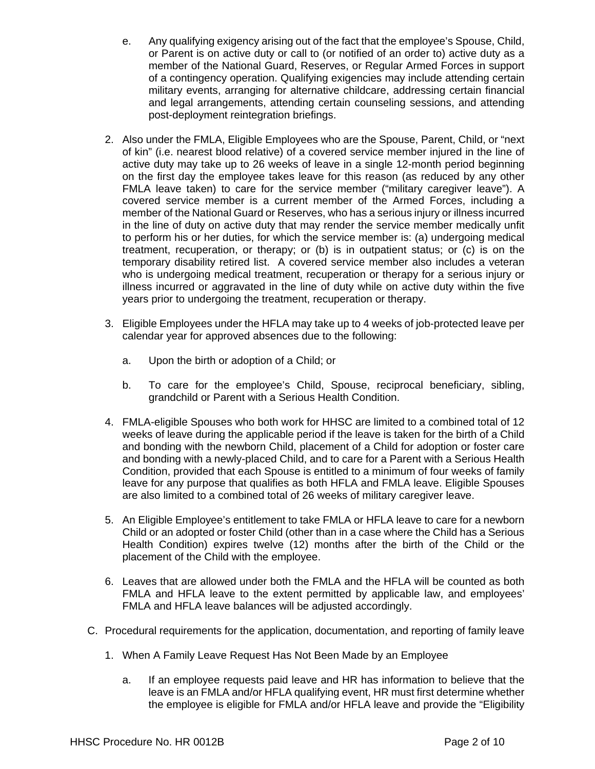e. Any qualifying exigency arising out of the fact that the employee's Spouse, Child, or Parent is on active duty or call to (or notified of an order to) active duty as a member of the National Guard, Reserves, or Regular Armed Forces in support of a contingency operation. Qualifying exigencies may include attending certain military events, arranging for alternative childcare, addressing certain financial and legal arrangements, attending certain counseling sessions, and attending post-deployment reintegration briefings.

2. Also under the FMLA, Eligible Employees who are the Spouse, Parent, Child, or "next of kin" (i.e. nearest blood relative) of a covered service member injured in the line of active duty may take up to 26 weeks of leave in a single 12-month period beginning on the first day the employee takes leave for this reason (as reduced by any other FMLA leave taken) to care for the service member ("military caregiver leave"). A covered service member is a current member of the Armed Forces, including a member of the National Guard or Reserves, who has a serious injury or illness incurred in the line of duty on active duty that may render the service member medically unfit to perform his or her duties, for which the service member is: (a) undergoing medical treatment, recuperation, or therapy; or (b) is in outpatient status; or (c) is on the temporary disability retired list. A covered service member also includes a veteran who is undergoing medical treatment, recuperation or therapy for a serious injury or illness incurred or aggravated in the line of duty while on active duty within the five years prior to undergoing the treatment, recuperation or therapy.

3. Eligible Employees under the HFLA may take up to 4 weeks of job-protected leave per calendar year for approved absences due to the following:

   a. Upon the birth or adoption of a Child; or

   b. To care for the employee's Child, Spouse, reciprocal beneficiary, sibling, grandchild or Parent with a Serious Health Condition.

4. FMLA-eligible Spouses who both work for HHSC are limited to a combined total of 12 weeks of leave during the applicable period if the leave is taken for the birth of a Child and bonding with the newborn Child, placement of a Child for adoption or foster care and bonding with a newly-placed Child, and to care for a Parent with a Serious Health Condition, provided that each Spouse is entitled to a minimum of four weeks of family leave for any purpose that qualifies as both HFLA and FMLA leave. Eligible Spouses are also limited to a combined total of 26 weeks of military caregiver leave.

5. An Eligible Employee's entitlement to take FMLA or HFLA leave to care for a newborn Child or an adopted or foster Child (other than in a case where the Child has a Serious Health Condition) expires twelve (12) months after the birth of the Child or the placement of the Child with the employee.

6. Leaves that are allowed under both the FMLA and the HFLA will be counted as both FMLA and HFLA leave to the extent permitted by applicable law, and employees' FMLA and HFLA leave balances will be adjusted accordingly.

C. Procedural requirements for the application, documentation, and reporting of family leave

1. When A Family Leave Request Has Not Been Made by an Employee

   a. If an employee requests paid leave and HR has information to believe that the leave is an FMLA and/or HFLA qualifying event, HR must first determine whether the employee is eligible for FMLA and/or HFLA leave and provide the "Eligibility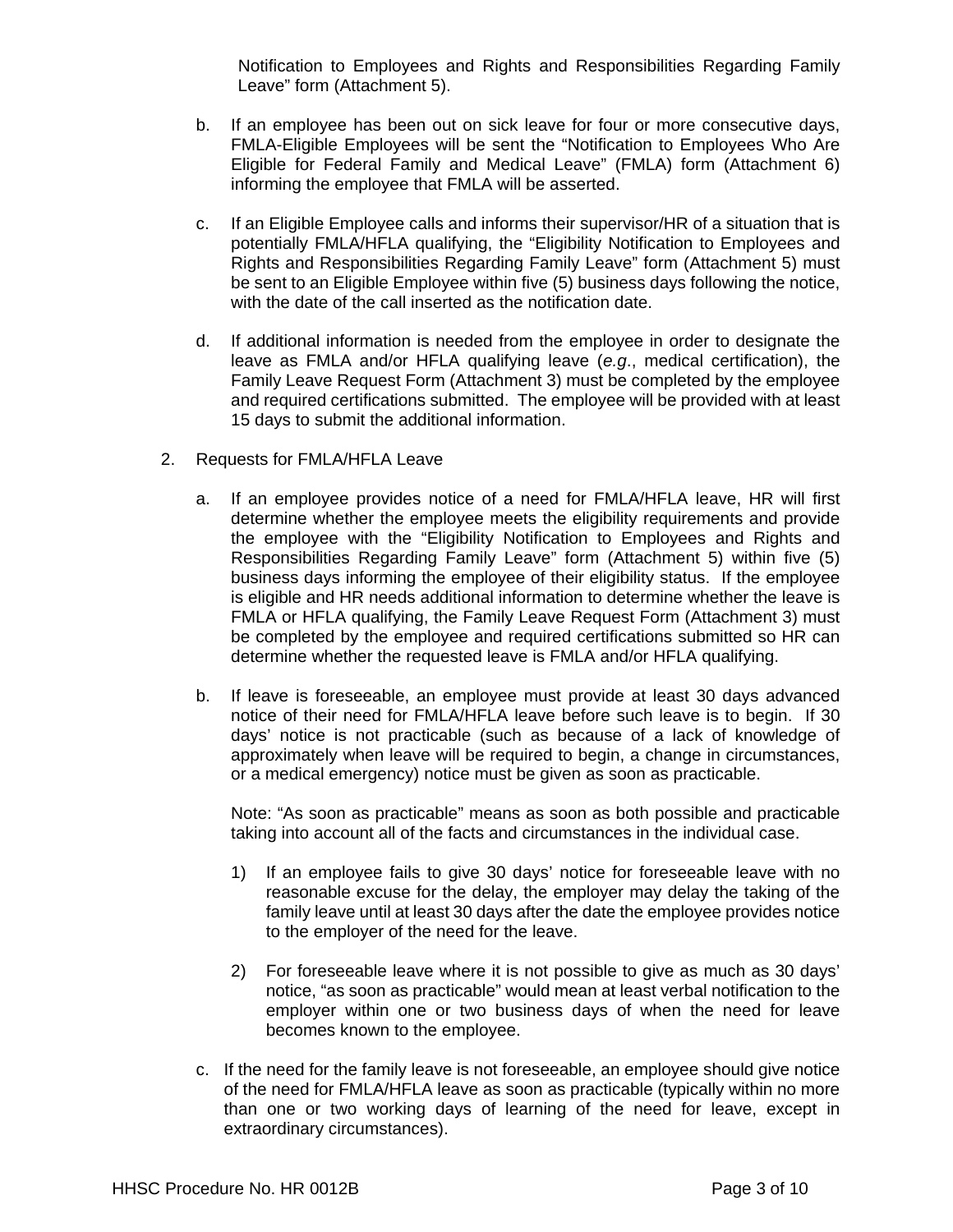Notification to Employees and Rights and Responsibilities Regarding Family Leave" form (Attachment 5).

b. If an employee has been out on sick leave for four or more consecutive days, FMLA-Eligible Employees will be sent the "Notification to Employees Who Are Eligible for Federal Family and Medical Leave" (FMLA) form (Attachment 6) informing the employee that FMLA will be asserted.

c. If an Eligible Employee calls and informs their supervisor/HR of a situation that is potentially FMLA/HFLA qualifying, the "Eligibility Notification to Employees and Rights and Responsibilities Regarding Family Leave" form (Attachment 5) must be sent to an Eligible Employee within five (5) business days following the notice, with the date of the call inserted as the notification date.

d. If additional information is needed from the employee in order to designate the leave as FMLA and/or HFLA qualifying leave (*e.g*., medical certification), the Family Leave Request Form (Attachment 3) must be completed by the employee and required certifications submitted. The employee will be provided with at least 15 days to submit the additional information.

2. Requests for FMLA/HFLA Leave

   a. If an employee provides notice of a need for FMLA/HFLA leave, HR will first determine whether the employee meets the eligibility requirements and provide the employee with the "Eligibility Notification to Employees and Rights and Responsibilities Regarding Family Leave" form (Attachment 5) within five (5) business days informing the employee of their eligibility status. If the employee is eligible and HR needs additional information to determine whether the leave is FMLA or HFLA qualifying, the Family Leave Request Form (Attachment 3) must be completed by the employee and required certifications submitted so HR can determine whether the requested leave is FMLA and/or HFLA qualifying.

   b. If leave is foreseeable, an employee must provide at least 30 days advanced notice of their need for FMLA/HFLA leave before such leave is to begin. If 30 days' notice is not practicable (such as because of a lack of knowledge of approximately when leave will be required to begin, a change in circumstances, or a medical emergency) notice must be given as soon as practicable.

      Note: "As soon as practicable" means as soon as both possible and practicable taking into account all of the facts and circumstances in the individual case.

      1) If an employee fails to give 30 days' notice for foreseeable leave with no reasonable excuse for the delay, the employer may delay the taking of the family leave until at least 30 days after the date the employee provides notice to the employer of the need for the leave.

      2) For foreseeable leave where it is not possible to give as much as 30 days' notice, "as soon as practicable" would mean at least verbal notification to the employer within one or two business days of when the need for leave becomes known to the employee.

   c. If the need for the family leave is not foreseeable, an employee should give notice of the need for FMLA/HFLA leave as soon as practicable (typically within no more than one or two working days of learning of the need for leave, except in extraordinary circumstances).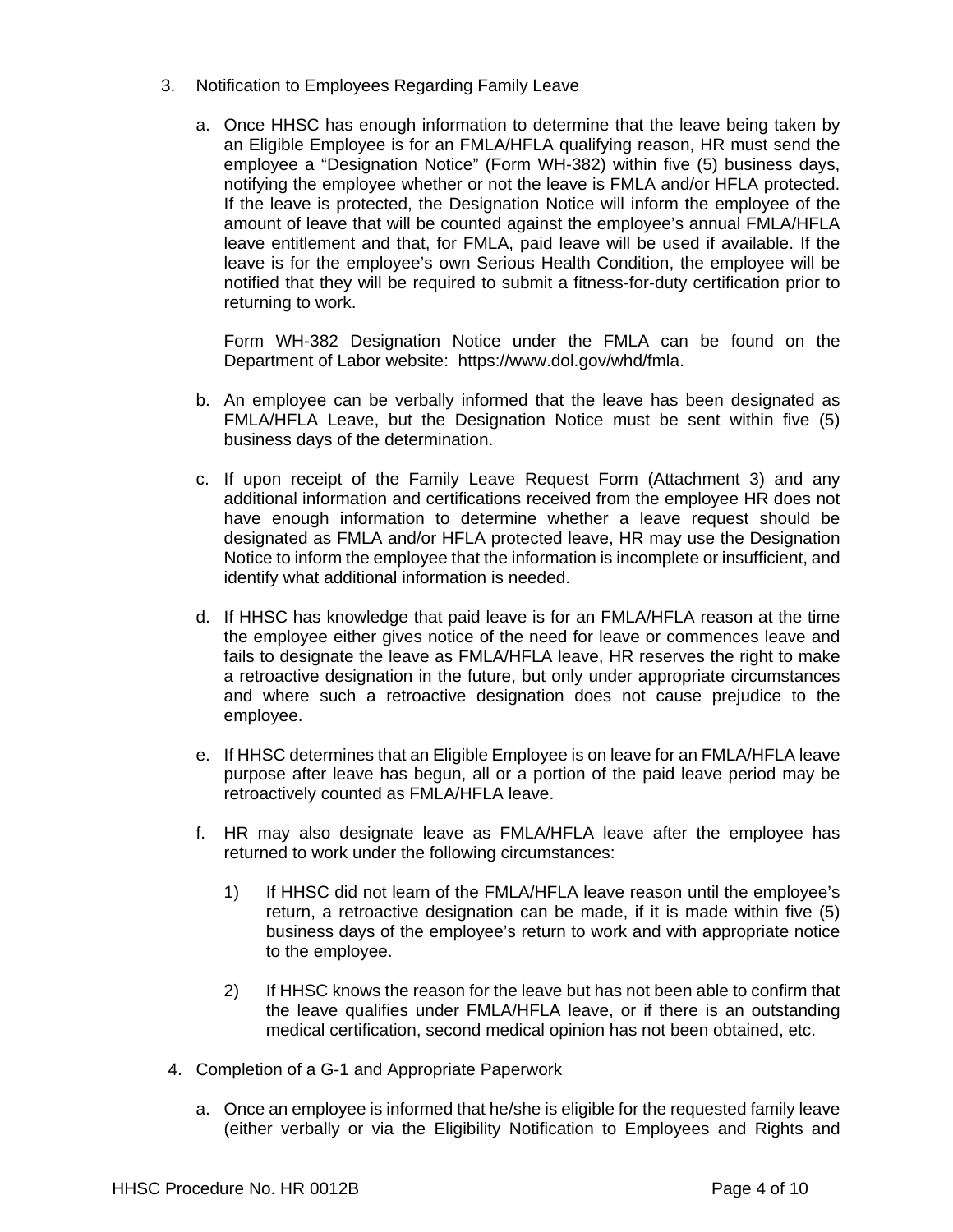3. Notification to Employees Regarding Family Leave

   a. Once HHSC has enough information to determine that the leave being taken by an Eligible Employee is for an FMLA/HFLA qualifying reason, HR must send the employee a "Designation Notice" (Form WH-382) within five (5) business days, notifying the employee whether or not the leave is FMLA and/or HFLA protected. If the leave is protected, the Designation Notice will inform the employee of the amount of leave that will be counted against the employee's annual FMLA/HFLA leave entitlement and that, for FMLA, paid leave will be used if available. If the leave is for the employee's own Serious Health Condition, the employee will be notified that they will be required to submit a fitness-for-duty certification prior to returning to work.

      Form WH-382 Designation Notice under the FMLA can be found on the Department of Labor website: https://www.dol.gov/whd/fmla.

   b. An employee can be verbally informed that the leave has been designated as FMLA/HFLA Leave, but the Designation Notice must be sent within five (5) business days of the determination.

   c. If upon receipt of the Family Leave Request Form (Attachment 3) and any additional information and certifications received from the employee HR does not have enough information to determine whether a leave request should be designated as FMLA and/or HFLA protected leave, HR may use the Designation Notice to inform the employee that the information is incomplete or insufficient, and identify what additional information is needed.

   d. If HHSC has knowledge that paid leave is for an FMLA/HFLA reason at the time the employee either gives notice of the need for leave or commences leave and fails to designate the leave as FMLA/HFLA leave, HR reserves the right to make a retroactive designation in the future, but only under appropriate circumstances and where such a retroactive designation does not cause prejudice to the employee.

   e. If HHSC determines that an Eligible Employee is on leave for an FMLA/HFLA leave purpose after leave has begun, all or a portion of the paid leave period may be retroactively counted as FMLA/HFLA leave.

   f. HR may also designate leave as FMLA/HFLA leave after the employee has returned to work under the following circumstances:

      1) If HHSC did not learn of the FMLA/HFLA leave reason until the employee's return, a retroactive designation can be made, if it is made within five (5) business days of the employee's return to work and with appropriate notice to the employee.

      2) If HHSC knows the reason for the leave but has not been able to confirm that the leave qualifies under FMLA/HFLA leave, or if there is an outstanding medical certification, second medical opinion has not been obtained, etc.

4. Completion of a G-1 and Appropriate Paperwork

   a. Once an employee is informed that he/she is eligible for the requested family leave (either verbally or via the Eligibility Notification to Employees and Rights and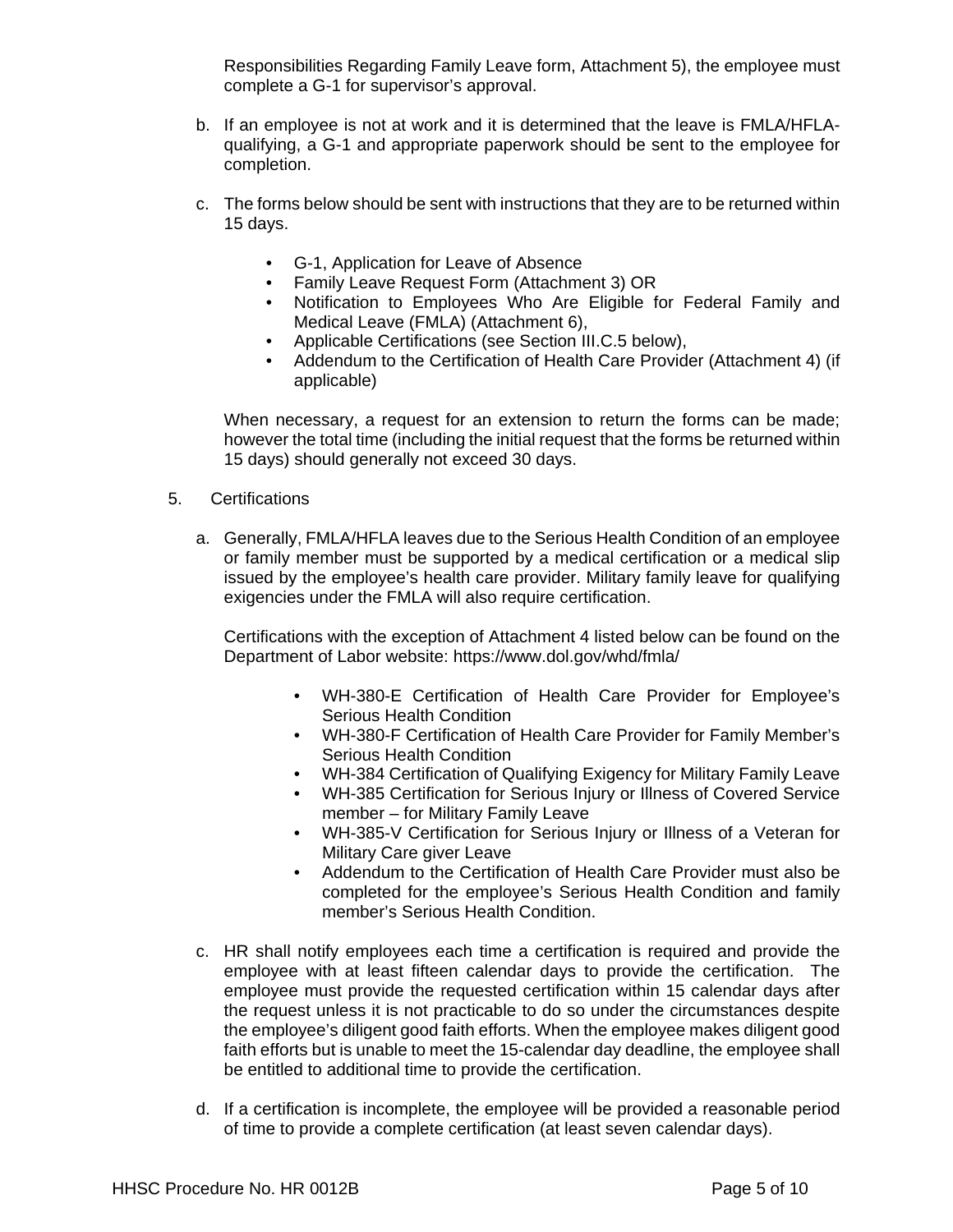Responsibilities Regarding Family Leave form, Attachment 5), the employee must complete a G-1 for supervisor's approval.

b. If an employee is not at work and it is determined that the leave is FMLA/HFLA-qualifying, a G-1 and appropriate paperwork should be sent to the employee for completion.

c. The forms below should be sent with instructions that they are to be returned within 15 days.

- G-1, Application for Leave of Absence
- Family Leave Request Form (Attachment 3) OR
- Notification to Employees Who Are Eligible for Federal Family and Medical Leave (FMLA) (Attachment 6),
- Applicable Certifications (see Section III.C.5 below),
- Addendum to the Certification of Health Care Provider (Attachment 4) (if applicable)

When necessary, a request for an extension to return the forms can be made; however the total time (including the initial request that the forms be returned within 15 days) should generally not exceed 30 days.

5. Certifications

a. Generally, FMLA/HFLA leaves due to the Serious Health Condition of an employee or family member must be supported by a medical certification or a medical slip issued by the employee's health care provider. Military family leave for qualifying exigencies under the FMLA will also require certification.

Certifications with the exception of Attachment 4 listed below can be found on the Department of Labor website: https://www.dol.gov/whd/fmla/

- WH-380-E Certification of Health Care Provider for Employee's Serious Health Condition
- WH-380-F Certification of Health Care Provider for Family Member's Serious Health Condition
- WH-384 Certification of Qualifying Exigency for Military Family Leave
- WH-385 Certification for Serious Injury or Illness of Covered Service member – for Military Family Leave
- WH-385-V Certification for Serious Injury or Illness of a Veteran for Military Care giver Leave
- Addendum to the Certification of Health Care Provider must also be completed for the employee's Serious Health Condition and family member's Serious Health Condition.

c. HR shall notify employees each time a certification is required and provide the employee with at least fifteen calendar days to provide the certification. The employee must provide the requested certification within 15 calendar days after the request unless it is not practicable to do so under the circumstances despite the employee's diligent good faith efforts. When the employee makes diligent good faith efforts but is unable to meet the 15-calendar day deadline, the employee shall be entitled to additional time to provide the certification.

d. If a certification is incomplete, the employee will be provided a reasonable period of time to provide a complete certification (at least seven calendar days).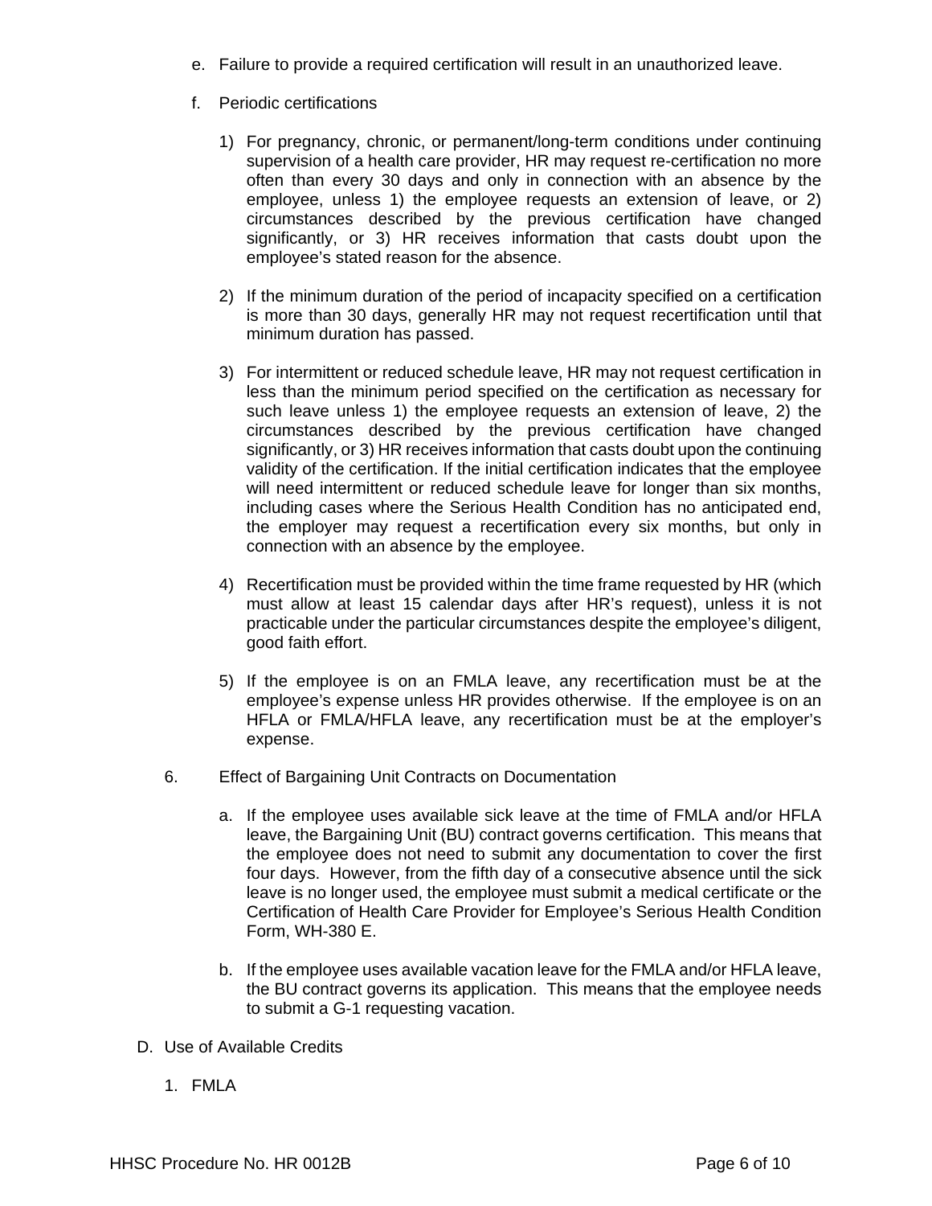e. Failure to provide a required certification will result in an unauthorized leave.

f. Periodic certifications

1) For pregnancy, chronic, or permanent/long-term conditions under continuing supervision of a health care provider, HR may request re-certification no more often than every 30 days and only in connection with an absence by the employee, unless 1) the employee requests an extension of leave, or 2) circumstances described by the previous certification have changed significantly, or 3) HR receives information that casts doubt upon the employee's stated reason for the absence.

2) If the minimum duration of the period of incapacity specified on a certification is more than 30 days, generally HR may not request recertification until that minimum duration has passed.

3) For intermittent or reduced schedule leave, HR may not request certification in less than the minimum period specified on the certification as necessary for such leave unless 1) the employee requests an extension of leave, 2) the circumstances described by the previous certification have changed significantly, or 3) HR receives information that casts doubt upon the continuing validity of the certification. If the initial certification indicates that the employee will need intermittent or reduced schedule leave for longer than six months, including cases where the Serious Health Condition has no anticipated end, the employer may request a recertification every six months, but only in connection with an absence by the employee.

4) Recertification must be provided within the time frame requested by HR (which must allow at least 15 calendar days after HR's request), unless it is not practicable under the particular circumstances despite the employee's diligent, good faith effort.

5) If the employee is on an FMLA leave, any recertification must be at the employee's expense unless HR provides otherwise. If the employee is on an HFLA or FMLA/HFLA leave, any recertification must be at the employer's expense.

6. Effect of Bargaining Unit Contracts on Documentation

a. If the employee uses available sick leave at the time of FMLA and/or HFLA leave, the Bargaining Unit (BU) contract governs certification. This means that the employee does not need to submit any documentation to cover the first four days. However, from the fifth day of a consecutive absence until the sick leave is no longer used, the employee must submit a medical certificate or the Certification of Health Care Provider for Employee's Serious Health Condition Form, WH-380 E.

b. If the employee uses available vacation leave for the FMLA and/or HFLA leave, the BU contract governs its application. This means that the employee needs to submit a G-1 requesting vacation.

D. Use of Available Credits

1. FMLA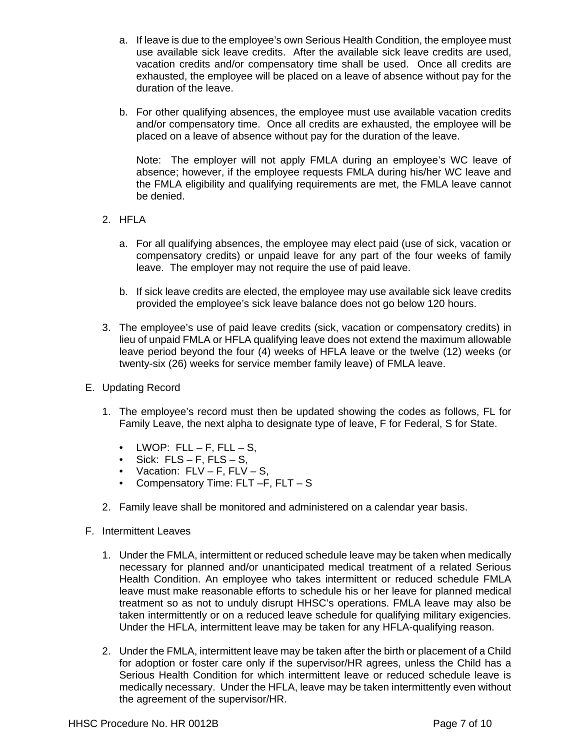a. If leave is due to the employee's own Serious Health Condition, the employee must use available sick leave credits. After the available sick leave credits are used, vacation credits and/or compensatory time shall be used. Once all credits are exhausted, the employee will be placed on a leave of absence without pay for the duration of the leave.

b. For other qualifying absences, the employee must use available vacation credits and/or compensatory time. Once all credits are exhausted, the employee will be placed on a leave of absence without pay for the duration of the leave.

   Note: The employer will not apply FMLA during an employee's WC leave of absence; however, if the employee requests FMLA during his/her WC leave and the FMLA eligibility and qualifying requirements are met, the FMLA leave cannot be denied.

2. HFLA

   a. For all qualifying absences, the employee may elect paid (use of sick, vacation or compensatory credits) or unpaid leave for any part of the four weeks of family leave. The employer may not require the use of paid leave.

   b. If sick leave credits are elected, the employee may use available sick leave credits provided the employee's sick leave balance does not go below 120 hours.

3. The employee's use of paid leave credits (sick, vacation or compensatory credits) in lieu of unpaid FMLA or HFLA qualifying leave does not extend the maximum allowable leave period beyond the four (4) weeks of HFLA leave or the twelve (12) weeks (or twenty-six (26) weeks for service member family leave) of FMLA leave.

E. Updating Record

1. The employee's record must then be updated showing the codes as follows, FL for Family Leave, the next alpha to designate type of leave, F for Federal, S for State.

   - LWOP: FLL – F, FLL – S,
   - Sick: FLS – F, FLS – S,
   - Vacation: FLV – F, FLV – S,
   - Compensatory Time: FLT –F, FLT – S

2. Family leave shall be monitored and administered on a calendar year basis.

F. Intermittent Leaves

1. Under the FMLA, intermittent or reduced schedule leave may be taken when medically necessary for planned and/or unanticipated medical treatment of a related Serious Health Condition. An employee who takes intermittent or reduced schedule FMLA leave must make reasonable efforts to schedule his or her leave for planned medical treatment so as not to unduly disrupt HHSC's operations. FMLA leave may also be taken intermittently or on a reduced leave schedule for qualifying military exigencies. Under the HFLA, intermittent leave may be taken for any HFLA-qualifying reason.

2. Under the FMLA, intermittent leave may be taken after the birth or placement of a Child for adoption or foster care only if the supervisor/HR agrees, unless the Child has a Serious Health Condition for which intermittent leave or reduced schedule leave is medically necessary. Under the HFLA, leave may be taken intermittently even without the agreement of the supervisor/HR.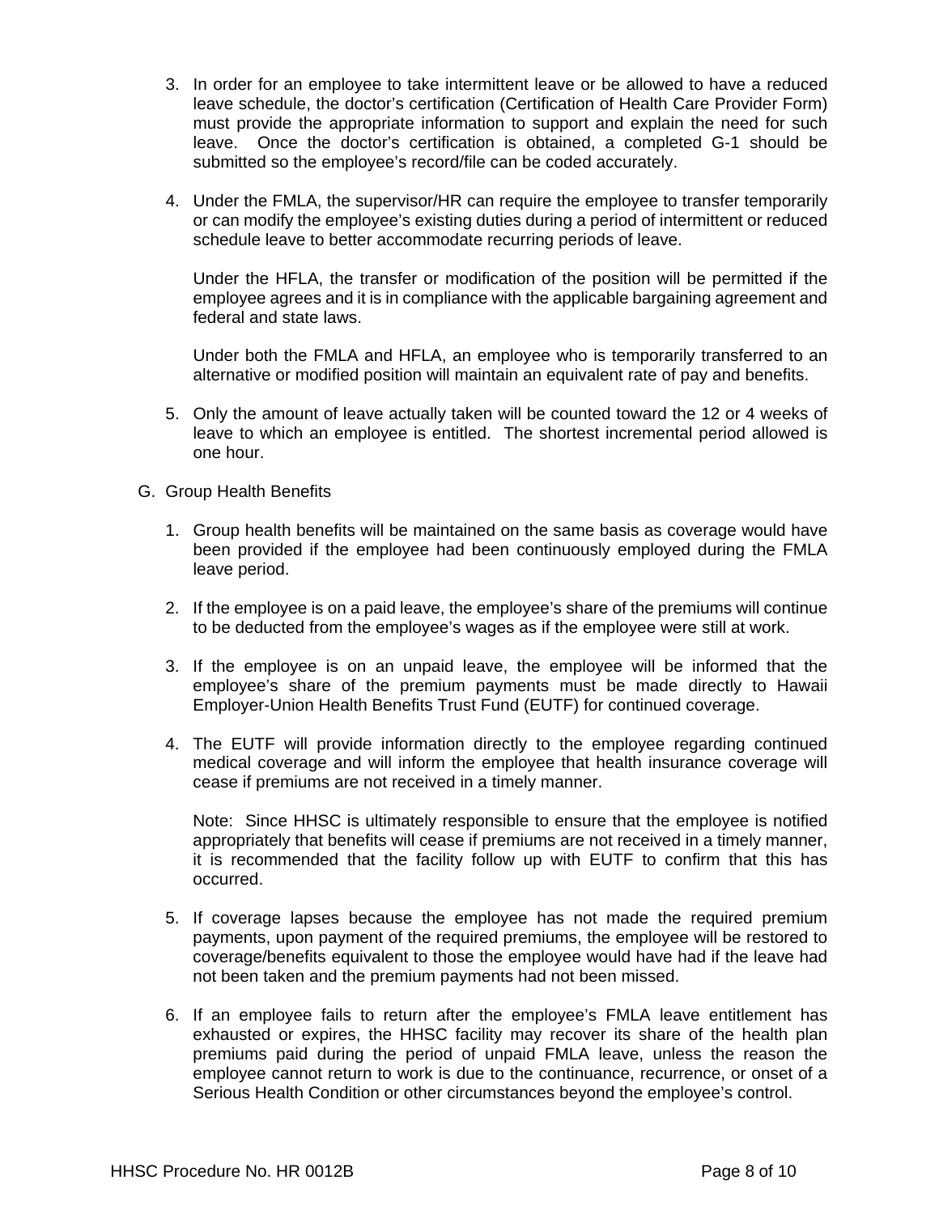3. In order for an employee to take intermittent leave or be allowed to have a reduced leave schedule, the doctor's certification (Certification of Health Care Provider Form) must provide the appropriate information to support and explain the need for such leave. Once the doctor's certification is obtained, a completed G-1 should be submitted so the employee's record/file can be coded accurately.

4. Under the FMLA, the supervisor/HR can require the employee to transfer temporarily or can modify the employee's existing duties during a period of intermittent or reduced schedule leave to better accommodate recurring periods of leave.

   Under the HFLA, the transfer or modification of the position will be permitted if the employee agrees and it is in compliance with the applicable bargaining agreement and federal and state laws.

   Under both the FMLA and HFLA, an employee who is temporarily transferred to an alternative or modified position will maintain an equivalent rate of pay and benefits.

5. Only the amount of leave actually taken will be counted toward the 12 or 4 weeks of leave to which an employee is entitled. The shortest incremental period allowed is one hour.

G. Group Health Benefits

1. Group health benefits will be maintained on the same basis as coverage would have been provided if the employee had been continuously employed during the FMLA leave period.

2. If the employee is on a paid leave, the employee's share of the premiums will continue to be deducted from the employee's wages as if the employee were still at work.

3. If the employee is on an unpaid leave, the employee will be informed that the employee's share of the premium payments must be made directly to Hawaii Employer-Union Health Benefits Trust Fund (EUTF) for continued coverage.

4. The EUTF will provide information directly to the employee regarding continued medical coverage and will inform the employee that health insurance coverage will cease if premiums are not received in a timely manner.

   Note: Since HHSC is ultimately responsible to ensure that the employee is notified appropriately that benefits will cease if premiums are not received in a timely manner, it is recommended that the facility follow up with EUTF to confirm that this has occurred.

5. If coverage lapses because the employee has not made the required premium payments, upon payment of the required premiums, the employee will be restored to coverage/benefits equivalent to those the employee would have had if the leave had not been taken and the premium payments had not been missed.

6. If an employee fails to return after the employee's FMLA leave entitlement has exhausted or expires, the HHSC facility may recover its share of the health plan premiums paid during the period of unpaid FMLA leave, unless the reason the employee cannot return to work is due to the continuance, recurrence, or onset of a Serious Health Condition or other circumstances beyond the employee's control.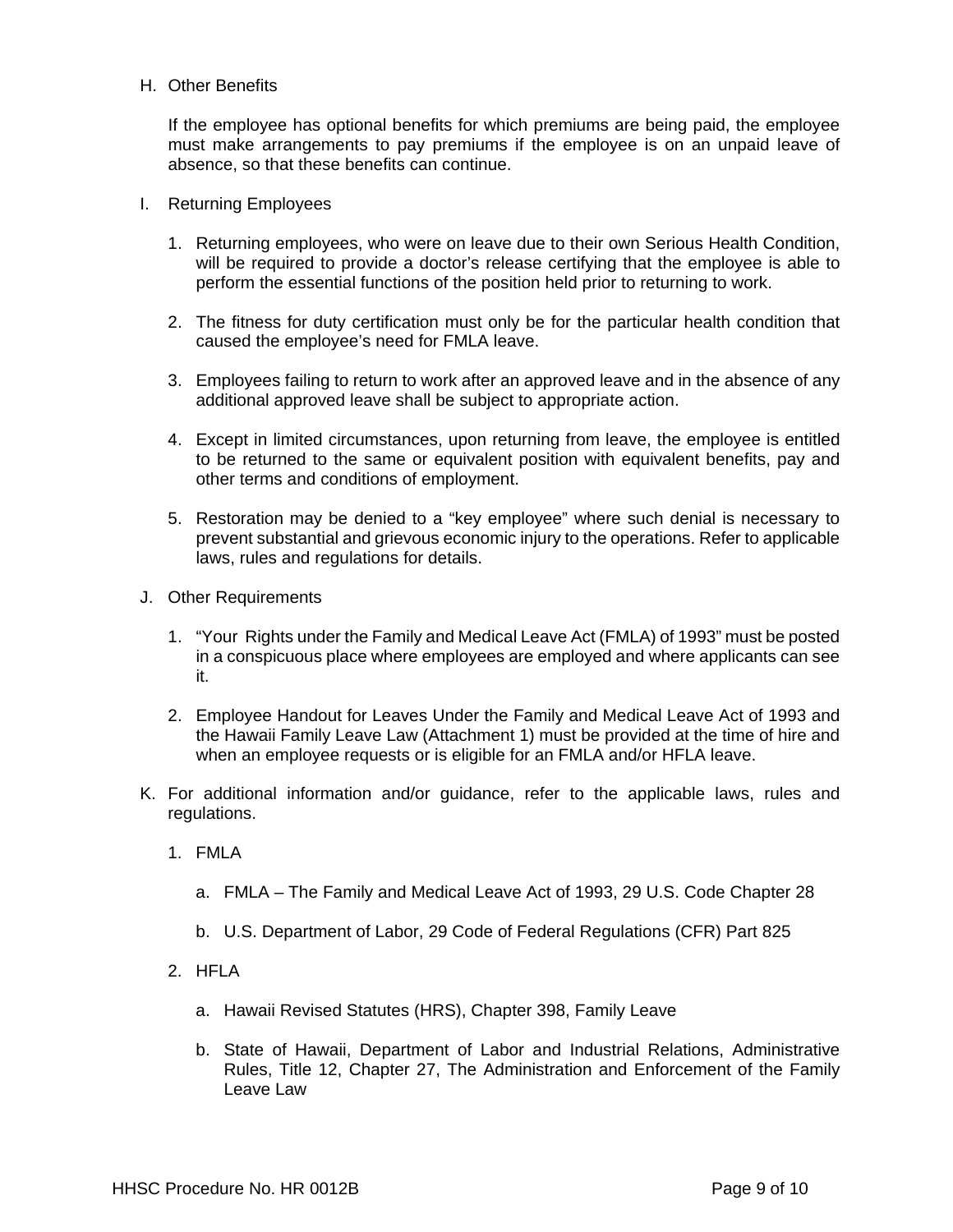H. Other Benefits

   If the employee has optional benefits for which premiums are being paid, the employee must make arrangements to pay premiums if the employee is on an unpaid leave of absence, so that these benefits can continue.

I. Returning Employees

   1. Returning employees, who were on leave due to their own Serious Health Condition, will be required to provide a doctor's release certifying that the employee is able to perform the essential functions of the position held prior to returning to work.

   2. The fitness for duty certification must only be for the particular health condition that caused the employee's need for FMLA leave.

   3. Employees failing to return to work after an approved leave and in the absence of any additional approved leave shall be subject to appropriate action.

   4. Except in limited circumstances, upon returning from leave, the employee is entitled to be returned to the same or equivalent position with equivalent benefits, pay and other terms and conditions of employment.

   5. Restoration may be denied to a "key employee" where such denial is necessary to prevent substantial and grievous economic injury to the operations. Refer to applicable laws, rules and regulations for details.

J. Other Requirements

   1. "Your Rights under the Family and Medical Leave Act (FMLA) of 1993" must be posted in a conspicuous place where employees are employed and where applicants can see it.

   2. Employee Handout for Leaves Under the Family and Medical Leave Act of 1993 and the Hawaii Family Leave Law (Attachment 1) must be provided at the time of hire and when an employee requests or is eligible for an FMLA and/or HFLA leave.

K. For additional information and/or guidance, refer to the applicable laws, rules and regulations.

   1. FMLA

      a. FMLA – The Family and Medical Leave Act of 1993, 29 U.S. Code Chapter 28

      b. U.S. Department of Labor, 29 Code of Federal Regulations (CFR) Part 825

   2. HFLA

      a. Hawaii Revised Statutes (HRS), Chapter 398, Family Leave

      b. State of Hawaii, Department of Labor and Industrial Relations, Administrative Rules, Title 12, Chapter 27, The Administration and Enforcement of the Family Leave Law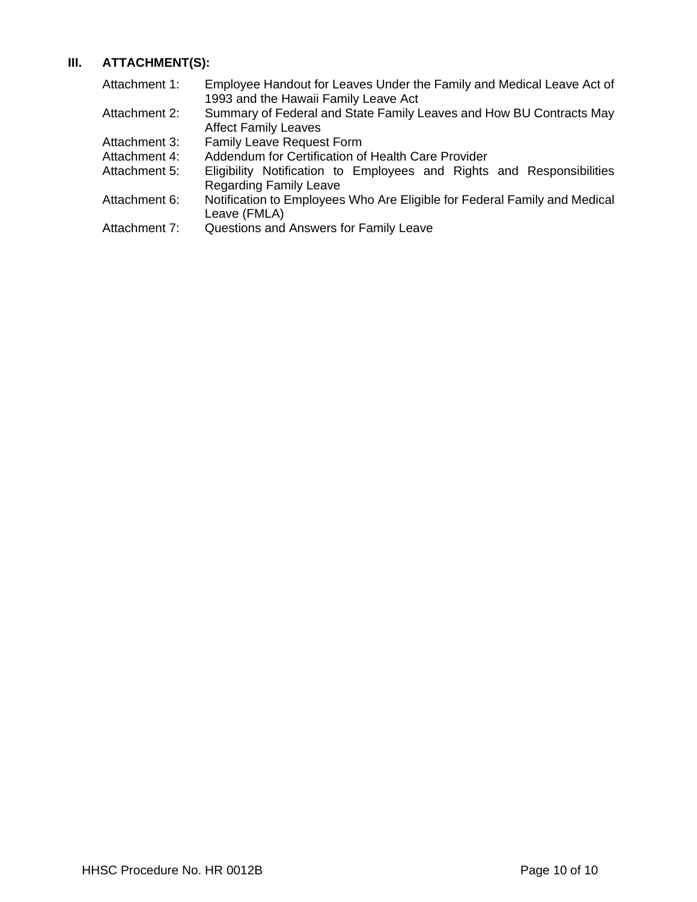## III. ATTACHMENT(S):

| | |
|---|---|
| Attachment 1: | Employee Handout for Leaves Under the Family and Medical Leave Act of 1993 and the Hawaii Family Leave Act |
| Attachment 2: | Summary of Federal and State Family Leaves and How BU Contracts May Affect Family Leaves |
| Attachment 3: | Family Leave Request Form |
| Attachment 4: | Addendum for Certification of Health Care Provider |
| Attachment 5: | Eligibility Notification to Employees and Rights and Responsibilities Regarding Family Leave |
| Attachment 6: | Notification to Employees Who Are Eligible for Federal Family and Medical Leave (FMLA) |
| Attachment 7: | Questions and Answers for Family Leave |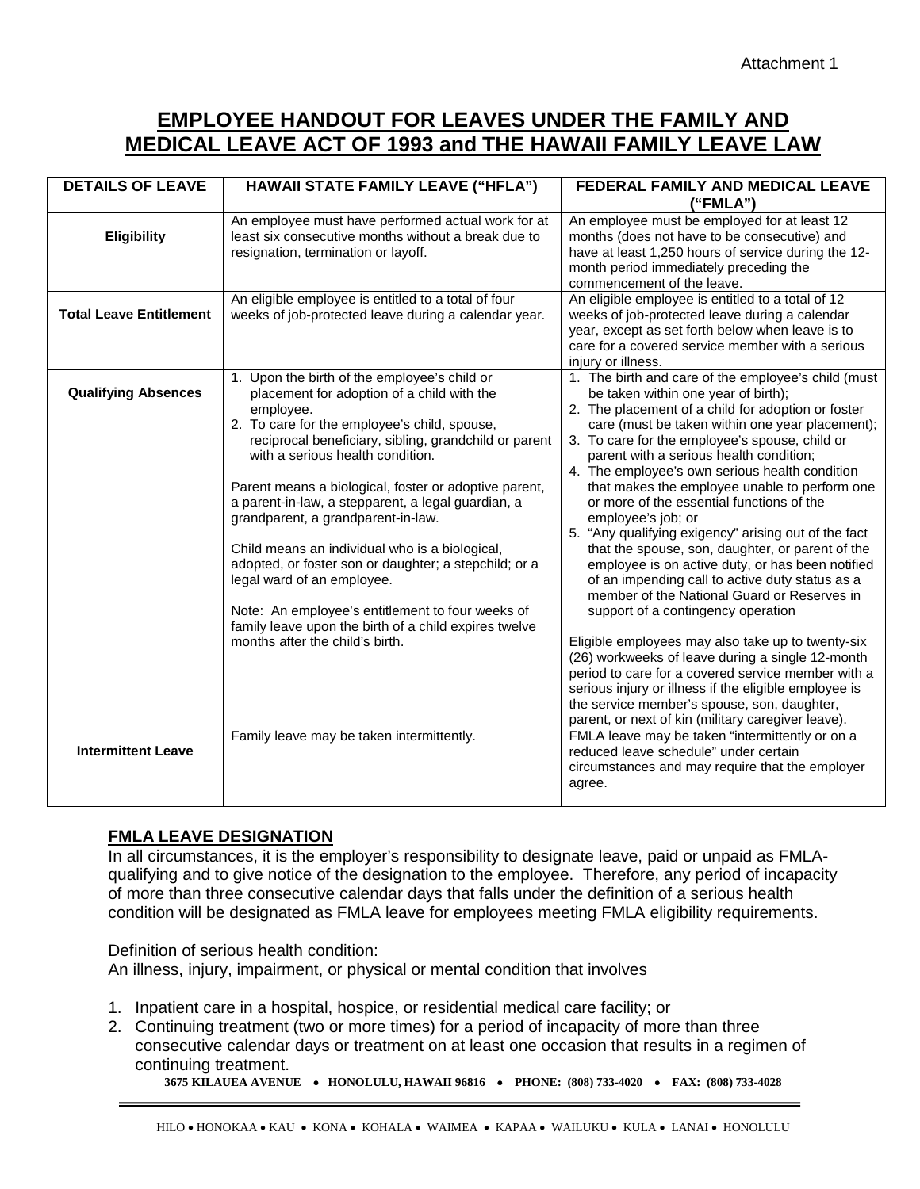Attachment 1

# EMPLOYEE HANDOUT FOR LEAVES UNDER THE FAMILY AND MEDICAL LEAVE ACT OF 1993 and THE HAWAII FAMILY LEAVE LAW

| DETAILS OF LEAVE | HAWAII STATE FAMILY LEAVE ("HFLA") | FEDERAL FAMILY AND MEDICAL LEAVE ("FMLA") |
|---|---|---|
| **Eligibility** | An employee must have performed actual work for at least six consecutive months without a break due to resignation, termination or layoff. | An employee must be employed for at least 12 months (does not have to be consecutive) and have at least 1,250 hours of service during the 12-month period immediately preceding the commencement of the leave. |
| **Total Leave Entitlement** | An eligible employee is entitled to a total of four weeks of job-protected leave during a calendar year. | An eligible employee is entitled to a total of 12 weeks of job-protected leave during a calendar year, except as set forth below when leave is to care for a covered service member with a serious injury or illness. |
| **Qualifying Absences** | 1. Upon the birth of the employee's child or placement for adoption of a child with the employee.<br>2. To care for the employee's child, spouse, reciprocal beneficiary, sibling, grandchild or parent with a serious health condition.<br><br>Parent means a biological, foster or adoptive parent, a parent-in-law, a stepparent, a legal guardian, a grandparent, a grandparent-in-law.<br><br>Child means an individual who is a biological, adopted, or foster son or daughter; a stepchild; or a legal ward of an employee.<br><br>Note: An employee's entitlement to four weeks of family leave upon the birth of a child expires twelve months after the child's birth. | 1. The birth and care of the employee's child (must be taken within one year of birth);<br>2. The placement of a child for adoption or foster care (must be taken within one year placement);<br>3. To care for the employee's spouse, child or parent with a serious health condition;<br>4. The employee's own serious health condition that makes the employee unable to perform one or more of the essential functions of the employee's job; or<br>5. "Any qualifying exigency" arising out of the fact that the spouse, son, daughter, or parent of the employee is on active duty, or has been notified of an impending call to active duty status as a member of the National Guard or Reserves in support of a contingency operation<br><br>Eligible employees may also take up to twenty-six (26) workweeks of leave during a single 12-month period to care for a covered service member with a serious injury or illness if the eligible employee is the service member's spouse, son, daughter, parent, or next of kin (military caregiver leave). |
| **Intermittent Leave** | Family leave may be taken intermittently. | FMLA leave may be taken "intermittently or on a reduced leave schedule" under certain circumstances and may require that the employer agree. |

## FMLA LEAVE DESIGNATION

In all circumstances, it is the employer's responsibility to designate leave, paid or unpaid as FMLA-qualifying and to give notice of the designation to the employee. Therefore, any period of incapacity of more than three consecutive calendar days that falls under the definition of a serious health condition will be designated as FMLA leave for employees meeting FMLA eligibility requirements.

Definition of serious health condition:
An illness, injury, impairment, or physical or mental condition that involves

1. Inpatient care in a hospital, hospice, or residential medical care facility; or
2. Continuing treatment (two or more times) for a period of incapacity of more than three consecutive calendar days or treatment on at least one occasion that results in a regimen of continuing treatment.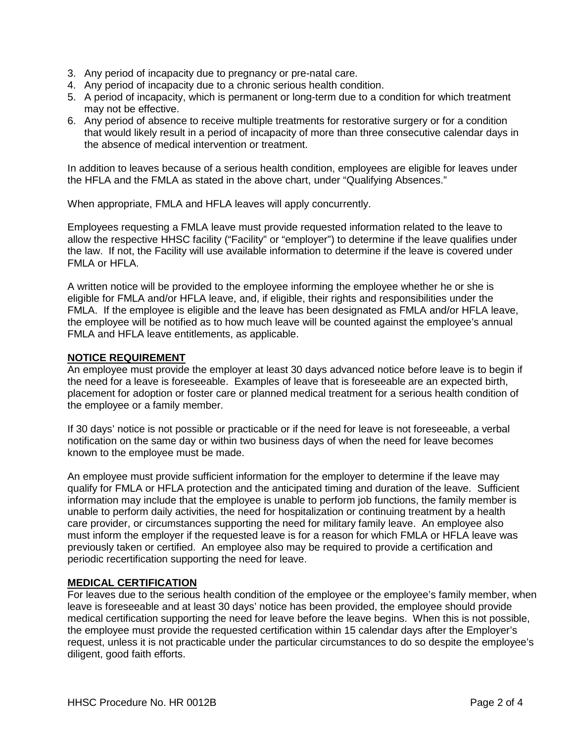3. Any period of incapacity due to pregnancy or pre-natal care.
4. Any period of incapacity due to a chronic serious health condition.
5. A period of incapacity, which is permanent or long-term due to a condition for which treatment may not be effective.
6. Any period of absence to receive multiple treatments for restorative surgery or for a condition that would likely result in a period of incapacity of more than three consecutive calendar days in the absence of medical intervention or treatment.

In addition to leaves because of a serious health condition, employees are eligible for leaves under the HFLA and the FMLA as stated in the above chart, under "Qualifying Absences."

When appropriate, FMLA and HFLA leaves will apply concurrently.

Employees requesting a FMLA leave must provide requested information related to the leave to allow the respective HHSC facility ("Facility" or "employer") to determine if the leave qualifies under the law. If not, the Facility will use available information to determine if the leave is covered under FMLA or HFLA.

A written notice will be provided to the employee informing the employee whether he or she is eligible for FMLA and/or HFLA leave, and, if eligible, their rights and responsibilities under the FMLA. If the employee is eligible and the leave has been designated as FMLA and/or HFLA leave, the employee will be notified as to how much leave will be counted against the employee's annual FMLA and HFLA leave entitlements, as applicable.

**NOTICE REQUIREMENT**

An employee must provide the employer at least 30 days advanced notice before leave is to begin if the need for a leave is foreseeable. Examples of leave that is foreseeable are an expected birth, placement for adoption or foster care or planned medical treatment for a serious health condition of the employee or a family member.

If 30 days' notice is not possible or practicable or if the need for leave is not foreseeable, a verbal notification on the same day or within two business days of when the need for leave becomes known to the employee must be made.

An employee must provide sufficient information for the employer to determine if the leave may qualify for FMLA or HFLA protection and the anticipated timing and duration of the leave. Sufficient information may include that the employee is unable to perform job functions, the family member is unable to perform daily activities, the need for hospitalization or continuing treatment by a health care provider, or circumstances supporting the need for military family leave. An employee also must inform the employer if the requested leave is for a reason for which FMLA or HFLA leave was previously taken or certified. An employee also may be required to provide a certification and periodic recertification supporting the need for leave.

**MEDICAL CERTIFICATION**

For leaves due to the serious health condition of the employee or the employee's family member, when leave is foreseeable and at least 30 days' notice has been provided, the employee should provide medical certification supporting the need for leave before the leave begins. When this is not possible, the employee must provide the requested certification within 15 calendar days after the Employer's request, unless it is not practicable under the particular circumstances to do so despite the employee's diligent, good faith efforts.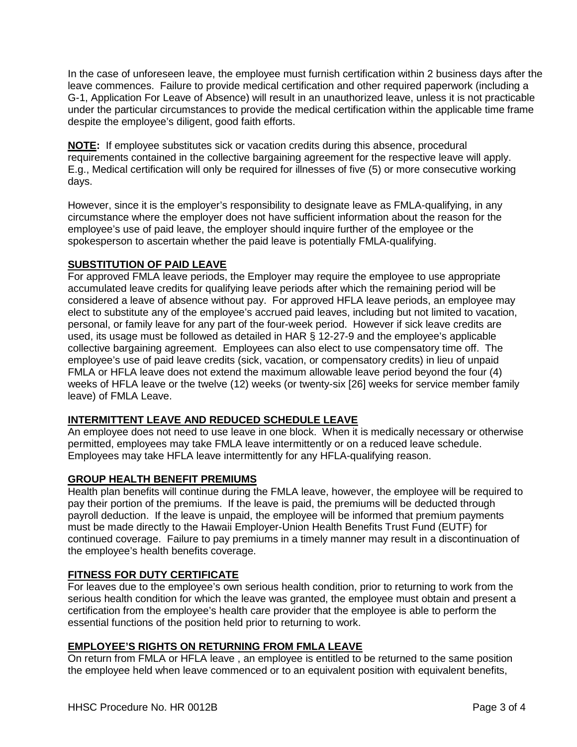In the case of unforeseen leave, the employee must furnish certification within 2 business days after the leave commences. Failure to provide medical certification and other required paperwork (including a G-1, Application For Leave of Absence) will result in an unauthorized leave, unless it is not practicable under the particular circumstances to provide the medical certification within the applicable time frame despite the employee's diligent, good faith efforts.

**NOTE:** If employee substitutes sick or vacation credits during this absence, procedural requirements contained in the collective bargaining agreement for the respective leave will apply. E.g., Medical certification will only be required for illnesses of five (5) or more consecutive working days.

However, since it is the employer's responsibility to designate leave as FMLA-qualifying, in any circumstance where the employer does not have sufficient information about the reason for the employee's use of paid leave, the employer should inquire further of the employee or the spokesperson to ascertain whether the paid leave is potentially FMLA-qualifying.

**SUBSTITUTION OF PAID LEAVE**

For approved FMLA leave periods, the Employer may require the employee to use appropriate accumulated leave credits for qualifying leave periods after which the remaining period will be considered a leave of absence without pay. For approved HFLA leave periods, an employee may elect to substitute any of the employee's accrued paid leaves, including but not limited to vacation, personal, or family leave for any part of the four-week period. However if sick leave credits are used, its usage must be followed as detailed in HAR § 12-27-9 and the employee's applicable collective bargaining agreement. Employees can also elect to use compensatory time off. The employee's use of paid leave credits (sick, vacation, or compensatory credits) in lieu of unpaid FMLA or HFLA leave does not extend the maximum allowable leave period beyond the four (4) weeks of HFLA leave or the twelve (12) weeks (or twenty-six [26] weeks for service member family leave) of FMLA Leave.

**INTERMITTENT LEAVE AND REDUCED SCHEDULE LEAVE**

An employee does not need to use leave in one block. When it is medically necessary or otherwise permitted, employees may take FMLA leave intermittently or on a reduced leave schedule. Employees may take HFLA leave intermittently for any HFLA-qualifying reason.

**GROUP HEALTH BENEFIT PREMIUMS**

Health plan benefits will continue during the FMLA leave, however, the employee will be required to pay their portion of the premiums. If the leave is paid, the premiums will be deducted through payroll deduction. If the leave is unpaid, the employee will be informed that premium payments must be made directly to the Hawaii Employer-Union Health Benefits Trust Fund (EUTF) for continued coverage. Failure to pay premiums in a timely manner may result in a discontinuation of the employee's health benefits coverage.

**FITNESS FOR DUTY CERTIFICATE**

For leaves due to the employee's own serious health condition, prior to returning to work from the serious health condition for which the leave was granted, the employee must obtain and present a certification from the employee's health care provider that the employee is able to perform the essential functions of the position held prior to returning to work.

**EMPLOYEE'S RIGHTS ON RETURNING FROM FMLA LEAVE**

On return from FMLA or HFLA leave , an employee is entitled to be returned to the same position the employee held when leave commenced or to an equivalent position with equivalent benefits,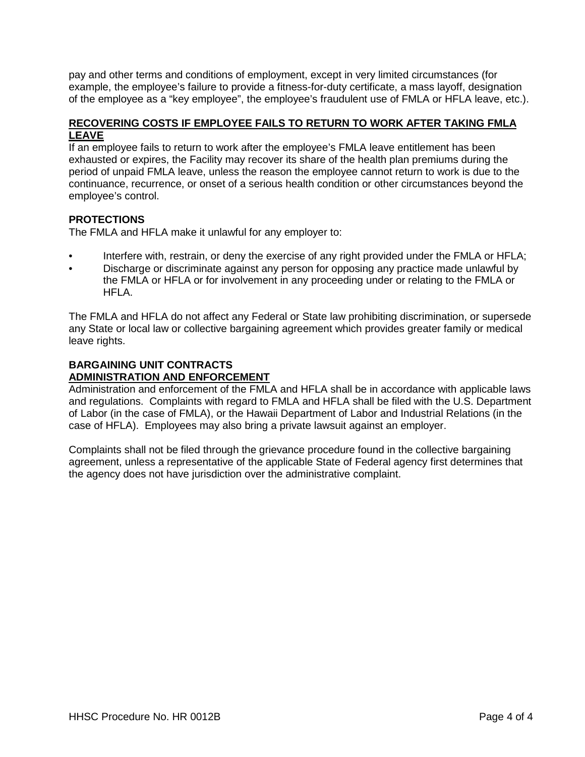pay and other terms and conditions of employment, except in very limited circumstances (for example, the employee's failure to provide a fitness-for-duty certificate, a mass layoff, designation of the employee as a "key employee", the employee's fraudulent use of FMLA or HFLA leave, etc.).

**RECOVERING COSTS IF EMPLOYEE FAILS TO RETURN TO WORK AFTER TAKING FMLA LEAVE**

If an employee fails to return to work after the employee's FMLA leave entitlement has been exhausted or expires, the Facility may recover its share of the health plan premiums during the period of unpaid FMLA leave, unless the reason the employee cannot return to work is due to the continuance, recurrence, or onset of a serious health condition or other circumstances beyond the employee's control.

**PROTECTIONS**

The FMLA and HFLA make it unlawful for any employer to:

- Interfere with, restrain, or deny the exercise of any right provided under the FMLA or HFLA;
- Discharge or discriminate against any person for opposing any practice made unlawful by the FMLA or HFLA or for involvement in any proceeding under or relating to the FMLA or HFLA.

The FMLA and HFLA do not affect any Federal or State law prohibiting discrimination, or supersede any State or local law or collective bargaining agreement which provides greater family or medical leave rights.

**BARGAINING UNIT CONTRACTS**

**ADMINISTRATION AND ENFORCEMENT**

Administration and enforcement of the FMLA and HFLA shall be in accordance with applicable laws and regulations. Complaints with regard to FMLA and HFLA shall be filed with the U.S. Department of Labor (in the case of FMLA), or the Hawaii Department of Labor and Industrial Relations (in the case of HFLA). Employees may also bring a private lawsuit against an employer.

Complaints shall not be filed through the grievance procedure found in the collective bargaining agreement, unless a representative of the applicable State of Federal agency first determines that the agency does not have jurisdiction over the administrative complaint.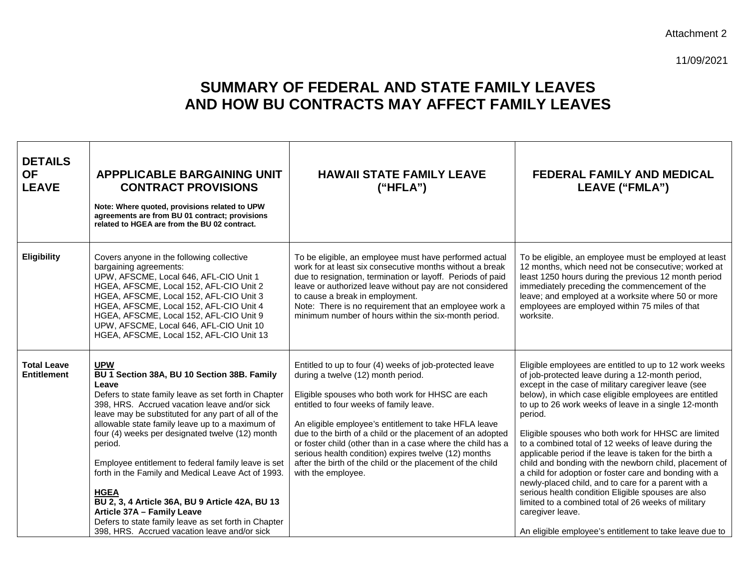Attachment 2

11/09/2021

# SUMMARY OF FEDERAL AND STATE FAMILY LEAVES AND HOW BU CONTRACTS MAY AFFECT FAMILY LEAVES

| DETAILS OF LEAVE | APPPLICABLE BARGAINING UNIT CONTRACT PROVISIONS<br><br>**Note: Where quoted, provisions related to UPW agreements are from BU 01 contract; provisions related to HGEA are from the BU 02 contract.** | HAWAII STATE FAMILY LEAVE ("HFLA") | FEDERAL FAMILY AND MEDICAL LEAVE ("FMLA") |
|---|---|---|---|
| **Eligibility** | Covers anyone in the following collective bargaining agreements:<br>UPW, AFSCME, Local 646, AFL-CIO Unit 1<br>HGEA, AFSCME, Local 152, AFL-CIO Unit 2<br>HGEA, AFSCME, Local 152, AFL-CIO Unit 3<br>HGEA, AFSCME, Local 152, AFL-CIO Unit 4<br>HGEA, AFSCME, Local 152, AFL-CIO Unit 9<br>UPW, AFSCME, Local 646, AFL-CIO Unit 10<br>HGEA, AFSCME, Local 152, AFL-CIO Unit 13 | To be eligible, an employee must have performed actual work for at least six consecutive months without a break due to resignation, termination or layoff. Periods of paid leave or authorized leave without pay are not considered to cause a break in employment.<br>Note: There is no requirement that an employee work a minimum number of hours within the six-month period. | To be eligible, an employee must be employed at least 12 months, which need not be consecutive; worked at least 1250 hours during the previous 12 month period immediately preceding the commencement of the leave; and employed at a worksite where 50 or more employees are employed within 75 miles of that worksite. |
| **Total Leave Entitlement** | **UPW**<br>**BU 1 Section 38A, BU 10 Section 38B. Family Leave**<br>Defers to state family leave as set forth in Chapter 398, HRS. Accrued vacation leave and/or sick leave may be substituted for any part of all of the allowable state family leave up to a maximum of four (4) weeks per designated twelve (12) month period.<br><br>Employee entitlement to federal family leave is set forth in the Family and Medical Leave Act of 1993.<br><br>**HGEA**<br>**BU 2, 3, 4 Article 36A, BU 9 Article 42A, BU 13 Article 37A – Family Leave**<br>Defers to state family leave as set forth in Chapter 398, HRS. Accrued vacation leave and/or sick | Entitled to up to four (4) weeks of job-protected leave during a twelve (12) month period.<br><br>Eligible spouses who both work for HHSC are each entitled to four weeks of family leave.<br><br>An eligible employee's entitlement to take HFLA leave due to the birth of a child or the placement of an adopted or foster child (other than in a case where the child has a serious health condition) expires twelve (12) months after the birth of the child or the placement of the child with the employee. | Eligible employees are entitled to up to 12 work weeks of job-protected leave during a 12-month period, except in the case of military caregiver leave (see below), in which case eligible employees are entitled to up to 26 work weeks of leave in a single 12-month period.<br><br>Eligible spouses who both work for HHSC are limited to a combined total of 12 weeks of leave during the applicable period if the leave is taken for the birth a child and bonding with the newborn child, placement of a child for adoption or foster care and bonding with a newly-placed child, and to care for a parent with a serious health condition Eligible spouses are also limited to a combined total of 26 weeks of military caregiver leave.<br><br>An eligible employee's entitlement to take leave due to |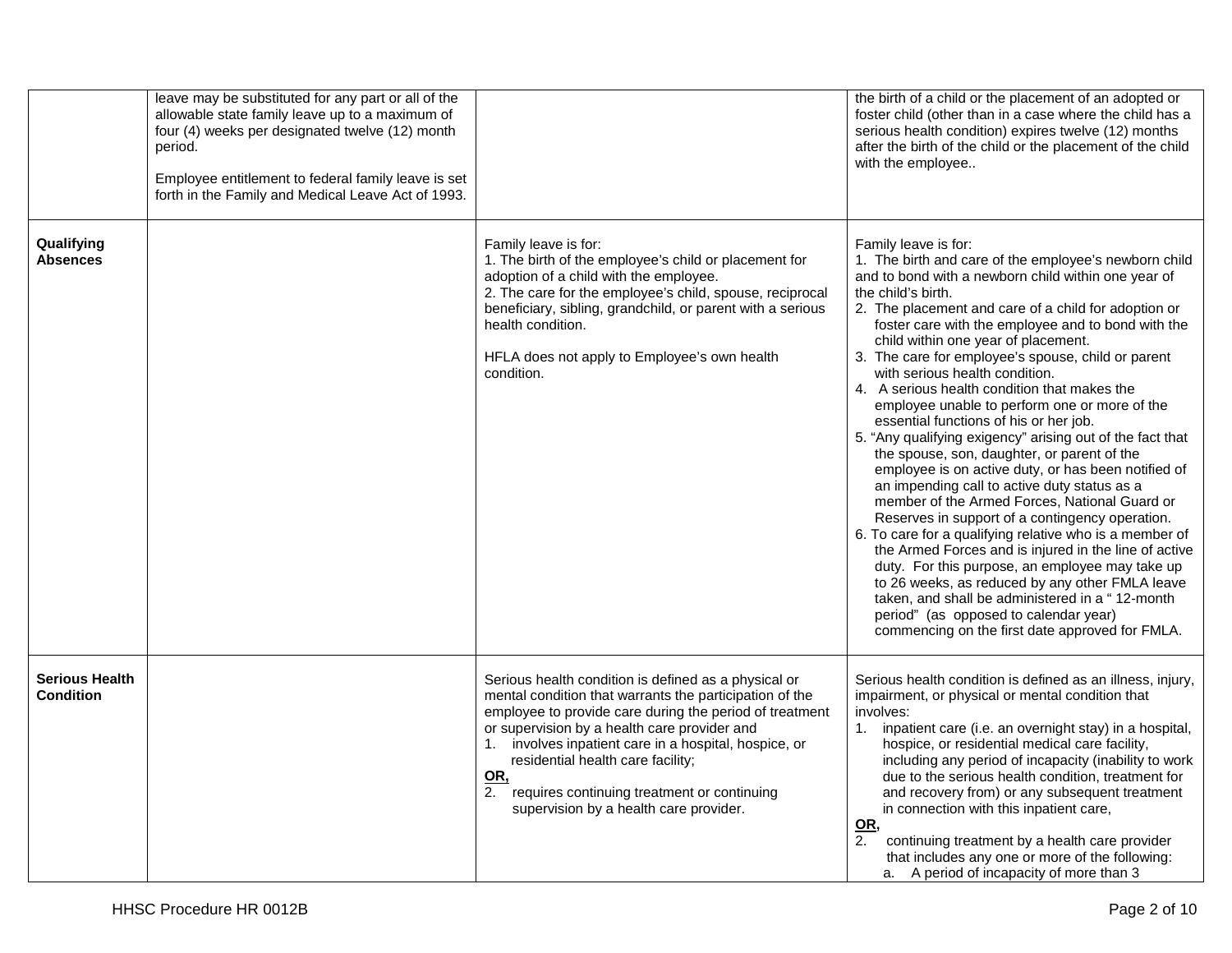|  |  |  |  |
|---|---|---|---|
|  | leave may be substituted for any part or all of the allowable state family leave up to a maximum of four (4) weeks per designated twelve (12) month period.<br><br>Employee entitlement to federal family leave is set forth in the Family and Medical Leave Act of 1993. |  | the birth of a child or the placement of an adopted or foster child (other than in a case where the child has a serious health condition) expires twelve (12) months after the birth of the child or the placement of the child with the employee.. |
| **Qualifying Absences** |  | Family leave is for:<br>1. The birth of the employee's child or placement for adoption of a child with the employee.<br>2. The care for the employee's child, spouse, reciprocal beneficiary, sibling, grandchild, or parent with a serious health condition.<br><br>HFLA does not apply to Employee's own health condition. | Family leave is for:<br>1. The birth and care of the employee's newborn child and to bond with a newborn child within one year of the child's birth.<br>2. The placement and care of a child for adoption or foster care with the employee and to bond with the child within one year of placement.<br>3. The care for employee's spouse, child or parent with serious health condition.<br>4. A serious health condition that makes the employee unable to perform one or more of the essential functions of his or her job.<br>5. "Any qualifying exigency" arising out of the fact that the spouse, son, daughter, or parent of the employee is on active duty, or has been notified of an impending call to active duty status as a member of the Armed Forces, National Guard or Reserves in support of a contingency operation.<br>6. To care for a qualifying relative who is a member of the Armed Forces and is injured in the line of active duty. For this purpose, an employee may take up to 26 weeks, as reduced by any other FMLA leave taken, and shall be administered in a " 12-month period" (as opposed to calendar year) commencing on the first date approved for FMLA. |
| **Serious Health Condition** |  | Serious health condition is defined as a physical or mental condition that warrants the participation of the employee to provide care during the period of treatment or supervision by a health care provider and<br>1. involves inpatient care in a hospital, hospice, or residential health care facility;<br>**<u>OR,</u>**<br>2. requires continuing treatment or continuing supervision by a health care provider. | Serious health condition is defined as an illness, injury, impairment, or physical or mental condition that involves:<br>1. inpatient care (i.e. an overnight stay) in a hospital, hospice, or residential medical care facility, including any period of incapacity (inability to work due to the serious health condition, treatment for and recovery from) or any subsequent treatment in connection with this inpatient care,<br>**<u>OR,</u>**<br>2. continuing treatment by a health care provider that includes any one or more of the following:<br>a. A period of incapacity of more than 3 |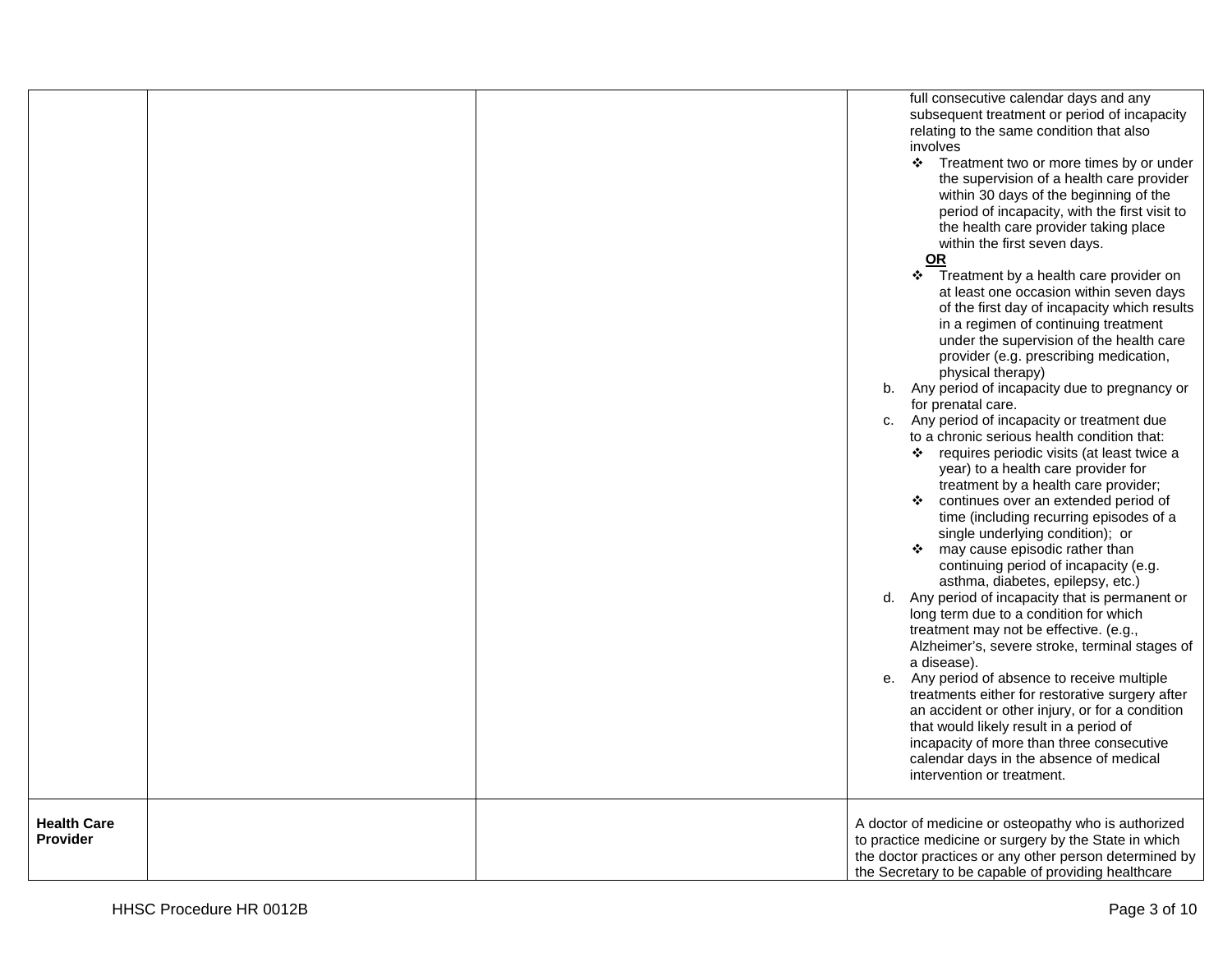| | | | |
|---|---|---|---|
| | | | full consecutive calendar days and any subsequent treatment or period of incapacity relating to the same condition that also involves<br>❖ Treatment two or more times by or under the supervision of a health care provider within 30 days of the beginning of the period of incapacity, with the first visit to the health care provider taking place within the first seven days.<br>**OR**<br>❖ Treatment by a health care provider on at least one occasion within seven days of the first day of incapacity which results in a regimen of continuing treatment under the supervision of the health care provider (e.g. prescribing medication, physical therapy)<br>b. Any period of incapacity due to pregnancy or for prenatal care.<br>c. Any period of incapacity or treatment due to a chronic serious health condition that:<br>❖ requires periodic visits (at least twice a year) to a health care provider for treatment by a health care provider;<br>❖ continues over an extended period of time (including recurring episodes of a single underlying condition); or<br>❖ may cause episodic rather than continuing period of incapacity (e.g. asthma, diabetes, epilepsy, etc.)<br>d. Any period of incapacity that is permanent or long term due to a condition for which treatment may not be effective. (e.g., Alzheimer's, severe stroke, terminal stages of a disease).<br>e. Any period of absence to receive multiple treatments either for restorative surgery after an accident or other injury, or for a condition that would likely result in a period of incapacity of more than three consecutive calendar days in the absence of medical intervention or treatment. |
| **Health Care Provider** | | | A doctor of medicine or osteopathy who is authorized to practice medicine or surgery by the State in which the doctor practices or any other person determined by the Secretary to be capable of providing healthcare |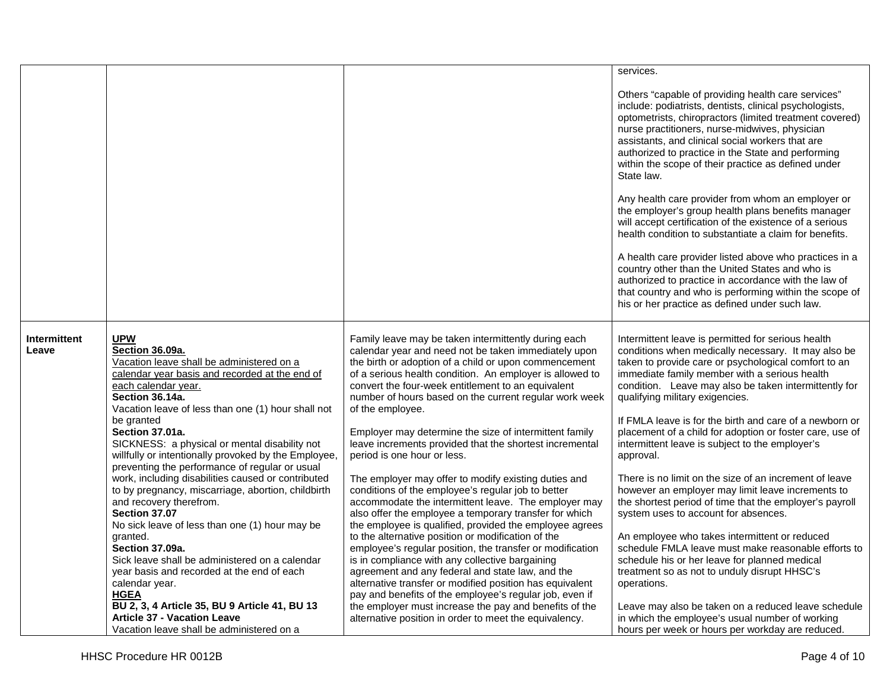| | | | |
|---|---|---|---|
| | | | services.<br><br>Others "capable of providing health care services" include: podiatrists, dentists, clinical psychologists, optometrists, chiropractors (limited treatment covered) nurse practitioners, nurse-midwives, physician assistants, and clinical social workers that are authorized to practice in the State and performing within the scope of their practice as defined under State law.<br><br>Any health care provider from whom an employer or the employer's group health plans benefits manager will accept certification of the existence of a serious health condition to substantiate a claim for benefits.<br><br>A health care provider listed above who practices in a country other than the United States and who is authorized to practice in accordance with the law of that country and who is performing within the scope of his or her practice as defined under such law. |
| **Intermittent Leave** | **<u>UPW</u>**<br>**<u>Section 36.09a.</u>**<br><u>Vacation leave shall be administered on a calendar year basis and recorded at the end of each calendar year.</u><br>**Section 36.14a.**<br>Vacation leave of less than one (1) hour shall not be granted<br>**Section 37.01a.**<br>SICKNESS: a physical or mental disability not willfully or intentionally provoked by the Employee, preventing the performance of regular or usual work, including disabilities caused or contributed to by pregnancy, miscarriage, abortion, childbirth and recovery therefrom.<br>**Section 37.07**<br>No sick leave of less than one (1) hour may be granted.<br>**Section 37.09a.**<br>Sick leave shall be administered on a calendar year basis and recorded at the end of each calendar year.<br>**<u>HGEA</u>**<br>**<u>BU 2, 3, 4 Article 35, BU 9 Article 41, BU 13 Article 37 - Vacation Leave</u>**<br>Vacation leave shall be administered on a | Family leave may be taken intermittently during each calendar year and need not be taken immediately upon the birth or adoption of a child or upon commencement of a serious health condition. An employer is allowed to convert the four-week entitlement to an equivalent number of hours based on the current regular work week of the employee.<br><br>Employer may determine the size of intermittent family leave increments provided that the shortest incremental period is one hour or less.<br><br>The employer may offer to modify existing duties and conditions of the employee's regular job to better accommodate the intermittent leave. The employer may also offer the employee a temporary transfer for which the employee is qualified, provided the employee agrees to the alternative position or modification of the employee's regular position, the transfer or modification is in compliance with any collective bargaining agreement and any federal and state law, and the alternative transfer or modified position has equivalent pay and benefits of the employee's regular job, even if the employer must increase the pay and benefits of the alternative position in order to meet the equivalency. | Intermittent leave is permitted for serious health conditions when medically necessary. It may also be taken to provide care or psychological comfort to an immediate family member with a serious health condition. Leave may also be taken intermittently for qualifying military exigencies.<br><br>If FMLA leave is for the birth and care of a newborn or placement of a child for adoption or foster care, use of intermittent leave is subject to the employer's approval.<br><br>There is no limit on the size of an increment of leave however an employer may limit leave increments to the shortest period of time that the employer's payroll system uses to account for absences.<br><br>An employee who takes intermittent or reduced schedule FMLA leave must make reasonable efforts to schedule his or her leave for planned medical treatment so as not to unduly disrupt HHSC's operations.<br><br>Leave may also be taken on a reduced leave schedule in which the employee's usual number of working hours per week or hours per workday are reduced. |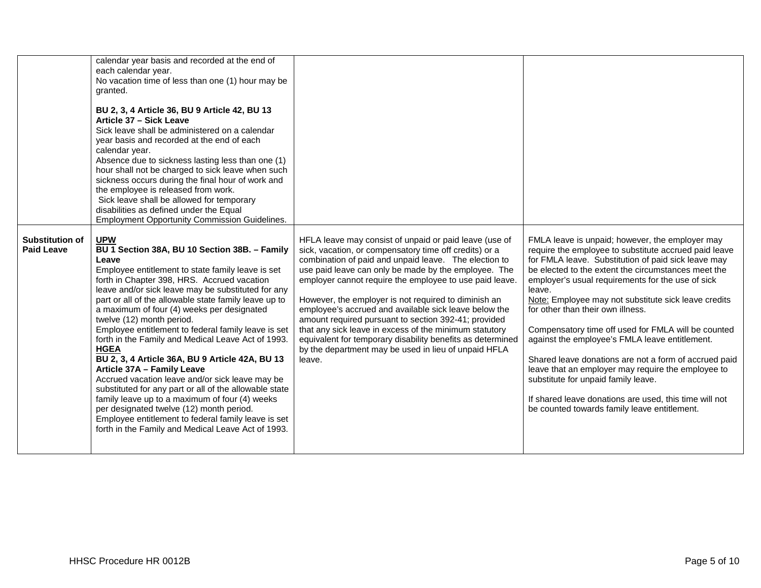| | | | |
|---|---|---|---|
| | calendar year basis and recorded at the end of each calendar year.<br>No vacation time of less than one (1) hour may be granted.<br><br>**BU 2, 3, 4 Article 36, BU 9 Article 42, BU 13 Article 37 – Sick Leave**<br>Sick leave shall be administered on a calendar year basis and recorded at the end of each calendar year.<br>Absence due to sickness lasting less than one (1) hour shall not be charged to sick leave when such sickness occurs during the final hour of work and the employee is released from work.<br>Sick leave shall be allowed for temporary disabilities as defined under the Equal Employment Opportunity Commission Guidelines. | | |
| **Substitution of Paid Leave** | **UPW**<br>**BU 1 Section 38A, BU 10 Section 38B. – Family Leave**<br>Employee entitlement to state family leave is set forth in Chapter 398, HRS. Accrued vacation leave and/or sick leave may be substituted for any part or all of the allowable state family leave up to a maximum of four (4) weeks per designated twelve (12) month period.<br>Employee entitlement to federal family leave is set forth in the Family and Medical Leave Act of 1993.<br>**HGEA**<br>**BU 2, 3, 4 Article 36A, BU 9 Article 42A, BU 13 Article 37A – Family Leave**<br>Accrued vacation leave and/or sick leave may be substituted for any part or all of the allowable state family leave up to a maximum of four (4) weeks per designated twelve (12) month period.<br>Employee entitlement to federal family leave is set forth in the Family and Medical Leave Act of 1993. | HFLA leave may consist of unpaid or paid leave (use of sick, vacation, or compensatory time off credits) or a combination of paid and unpaid leave. The election to use paid leave can only be made by the employee. The employer cannot require the employee to use paid leave.<br><br>However, the employer is not required to diminish an employee's accrued and available sick leave below the amount required pursuant to section 392-41; provided that any sick leave in excess of the minimum statutory equivalent for temporary disability benefits as determined by the department may be used in lieu of unpaid HFLA leave. | FMLA leave is unpaid; however, the employer may require the employee to substitute accrued paid leave for FMLA leave. Substitution of paid sick leave may be elected to the extent the circumstances meet the employer's usual requirements for the use of sick leave.<br>Note: Employee may not substitute sick leave credits for other than their own illness.<br><br>Compensatory time off used for FMLA will be counted against the employee's FMLA leave entitlement.<br><br>Shared leave donations are not a form of accrued paid leave that an employer may require the employee to substitute for unpaid family leave.<br><br>If shared leave donations are used, this time will not be counted towards family leave entitlement. |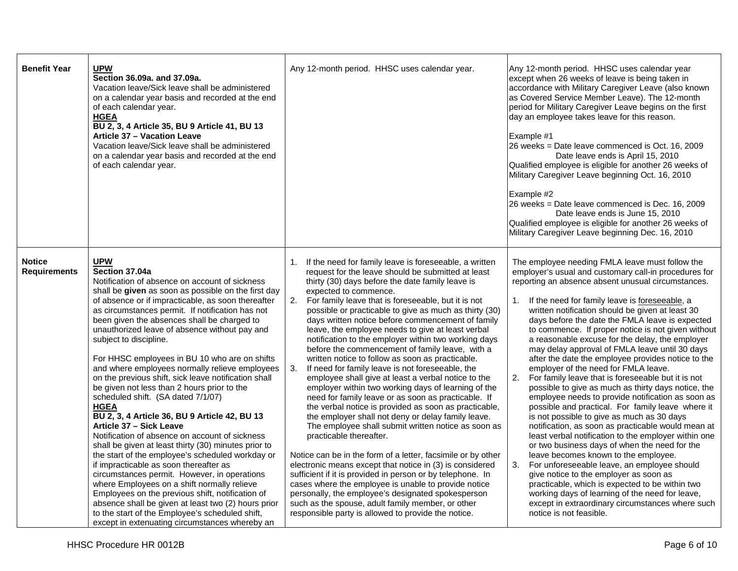| | | | |
|---|---|---|---|
| **Benefit Year** | **UPW**<br>**Section 36.09a. and 37.09a.**<br>Vacation leave/Sick leave shall be administered on a calendar year basis and recorded at the end of each calendar year.<br>**HGEA**<br>**BU 2, 3, 4 Article 35, BU 9 Article 41, BU 13 Article 37 – Vacation Leave**<br>Vacation leave/Sick leave shall be administered on a calendar year basis and recorded at the end of each calendar year. | Any 12-month period. HHSC uses calendar year. | Any 12-month period. HHSC uses calendar year except when 26 weeks of leave is being taken in accordance with Military Caregiver Leave (also known as Covered Service Member Leave). The 12-month period for Military Caregiver Leave begins on the first day an employee takes leave for this reason.<br><br>Example #1<br>26 weeks = Date leave commenced is Oct. 16, 2009<br>Date leave ends is April 15, 2010<br>Qualified employee is eligible for another 26 weeks of Military Caregiver Leave beginning Oct. 16, 2010<br><br>Example #2<br>26 weeks = Date leave commenced is Dec. 16, 2009<br>Date leave ends is June 15, 2010<br>Qualified employee is eligible for another 26 weeks of Military Caregiver Leave beginning Dec. 16, 2010 |
| **Notice Requirements** | **UPW**<br>**Section 37.04a**<br>Notification of absence on account of sickness shall be **given** as soon as possible on the first day of absence or if impracticable, as soon thereafter as circumstances permit. If notification has not been given the absences shall be charged to unauthorized leave of absence without pay and subject to discipline.<br><br>For HHSC employees in BU 10 who are on shifts and where employees normally relieve employees on the previous shift, sick leave notification shall be given not less than 2 hours prior to the scheduled shift. (SA dated 7/1/07)<br>**HGEA**<br>**BU 2, 3, 4 Article 36, BU 9 Article 42, BU 13 Article 37 – Sick Leave**<br>Notification of absence on account of sickness shall be given at least thirty (30) minutes prior to the start of the employee's scheduled workday or if impracticable as soon thereafter as circumstances permit. However, in operations where Employees on a shift normally relieve Employees on the previous shift, notification of absence shall be given at least two (2) hours prior to the start of the Employee's scheduled shift, except in extenuating circumstances whereby an | 1. If the need for family leave is foreseeable, a written request for the leave should be submitted at least thirty (30) days before the date family leave is expected to commence.<br>2. For family leave that is foreseeable, but it is not possible or practicable to give as much as thirty (30) days written notice before commencement of family leave, the employee needs to give at least verbal notification to the employer within two working days before the commencement of family leave, with a written notice to follow as soon as practicable.<br>3. If need for family leave is not foreseeable, the employee shall give at least a verbal notice to the employer within two working days of learning of the need for family leave or as soon as practicable. If the verbal notice is provided as soon as practicable, the employer shall not deny or delay family leave. The employee shall submit written notice as soon as practicable thereafter.<br><br>Notice can be in the form of a letter, facsimile or by other electronic means except that notice in (3) is considered sufficient if it is provided in person or by telephone. In cases where the employee is unable to provide notice personally, the employee's designated spokesperson such as the spouse, adult family member, or other responsible party is allowed to provide the notice. | The employee needing FMLA leave must follow the employer's usual and customary call-in procedures for reporting an absence absent unusual circumstances.<br><br>1. If the need for family leave is foreseeable, a written notification should be given at least 30 days before the date the FMLA leave is expected to commence. If proper notice is not given without a reasonable excuse for the delay, the employer may delay approval of FMLA leave until 30 days after the date the employee provides notice to the employer of the need for FMLA leave.<br>2. For family leave that is foreseeable but it is not possible to give as much as thirty days notice, the employee needs to provide notification as soon as possible and practical. For family leave where it is not possible to give as much as 30 days notification, as soon as practicable would mean at least verbal notification to the employer within one or two business days of when the need for the leave becomes known to the employee.<br>3. For unforeseeable leave, an employee should give notice to the employer as soon as practicable, which is expected to be within two working days of learning of the need for leave, except in extraordinary circumstances where such notice is not feasible. |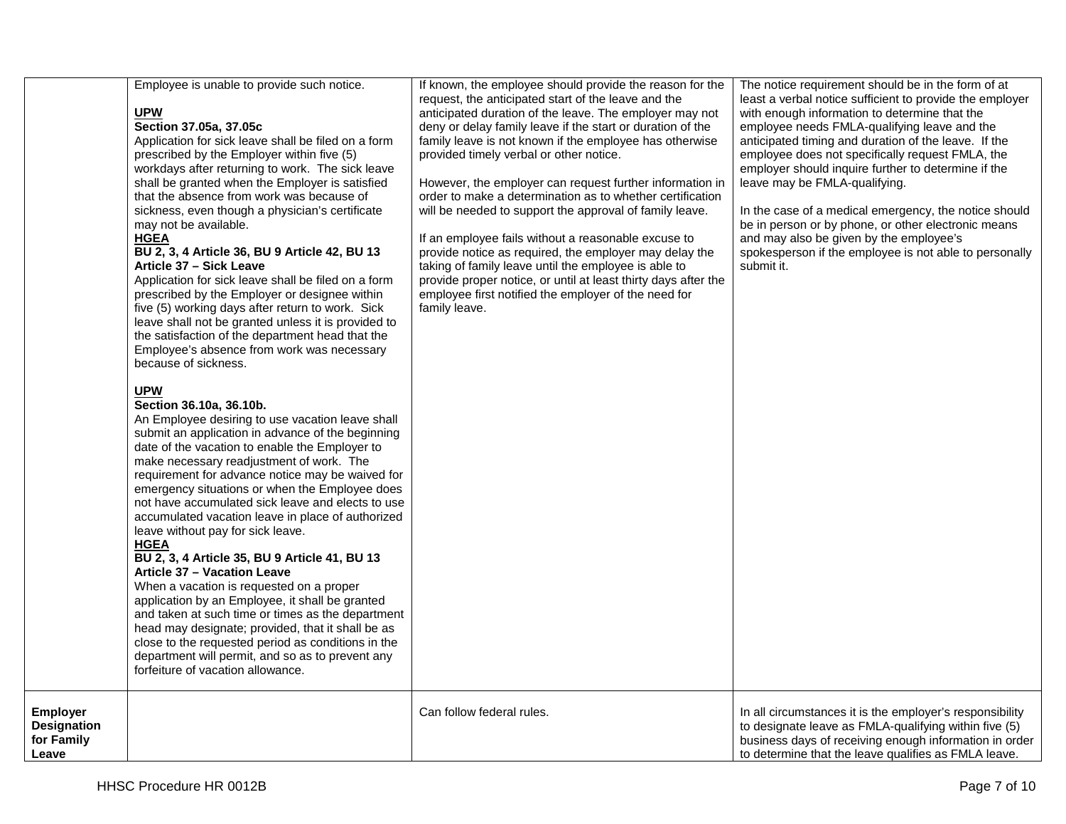| | | | |
|---|---|---|---|
| | Employee is unable to provide such notice.<br><br>**UPW**<br>**Section 37.05a, 37.05c**<br>Application for sick leave shall be filed on a form prescribed by the Employer within five (5) workdays after returning to work. The sick leave shall be granted when the Employer is satisfied that the absence from work was because of sickness, even though a physician's certificate may not be available.<br>**HGEA**<br>**BU 2, 3, 4 Article 36, BU 9 Article 42, BU 13 Article 37 – Sick Leave**<br>Application for sick leave shall be filed on a form prescribed by the Employer or designee within five (5) working days after return to work. Sick leave shall not be granted unless it is provided to the satisfaction of the department head that the Employee's absence from work was necessary because of sickness.<br><br>**UPW**<br>**Section 36.10a, 36.10b.**<br>An Employee desiring to use vacation leave shall submit an application in advance of the beginning date of the vacation to enable the Employer to make necessary readjustment of work. The requirement for advance notice may be waived for emergency situations or when the Employee does not have accumulated sick leave and elects to use accumulated vacation leave in place of authorized leave without pay for sick leave.<br>**HGEA**<br>**BU 2, 3, 4 Article 35, BU 9 Article 41, BU 13 Article 37 – Vacation Leave**<br>When a vacation is requested on a proper application by an Employee, it shall be granted and taken at such time or times as the department head may designate; provided, that it shall be as close to the requested period as conditions in the department will permit, and so as to prevent any forfeiture of vacation allowance. | If known, the employee should provide the reason for the request, the anticipated start of the leave and the anticipated duration of the leave. The employer may not deny or delay family leave if the start or duration of the family leave is not known if the employee has otherwise provided timely verbal or other notice.<br><br>However, the employer can request further information in order to make a determination as to whether certification will be needed to support the approval of family leave.<br><br>If an employee fails without a reasonable excuse to provide notice as required, the employer may delay the taking of family leave until the employee is able to provide proper notice, or until at least thirty days after the employee first notified the employer of the need for family leave. | The notice requirement should be in the form of at least a verbal notice sufficient to provide the employer with enough information to determine that the employee needs FMLA-qualifying leave and the anticipated timing and duration of the leave. If the employee does not specifically request FMLA, the employer should inquire further to determine if the leave may be FMLA-qualifying.<br><br>In the case of a medical emergency, the notice should be in person or by phone, or other electronic means and may also be given by the employee's spokesperson if the employee is not able to personally submit it. |
| **Employer Designation for Family Leave** | | Can follow federal rules. | In all circumstances it is the employer's responsibility to designate leave as FMLA-qualifying within five (5) business days of receiving enough information in order to determine that the leave qualifies as FMLA leave. |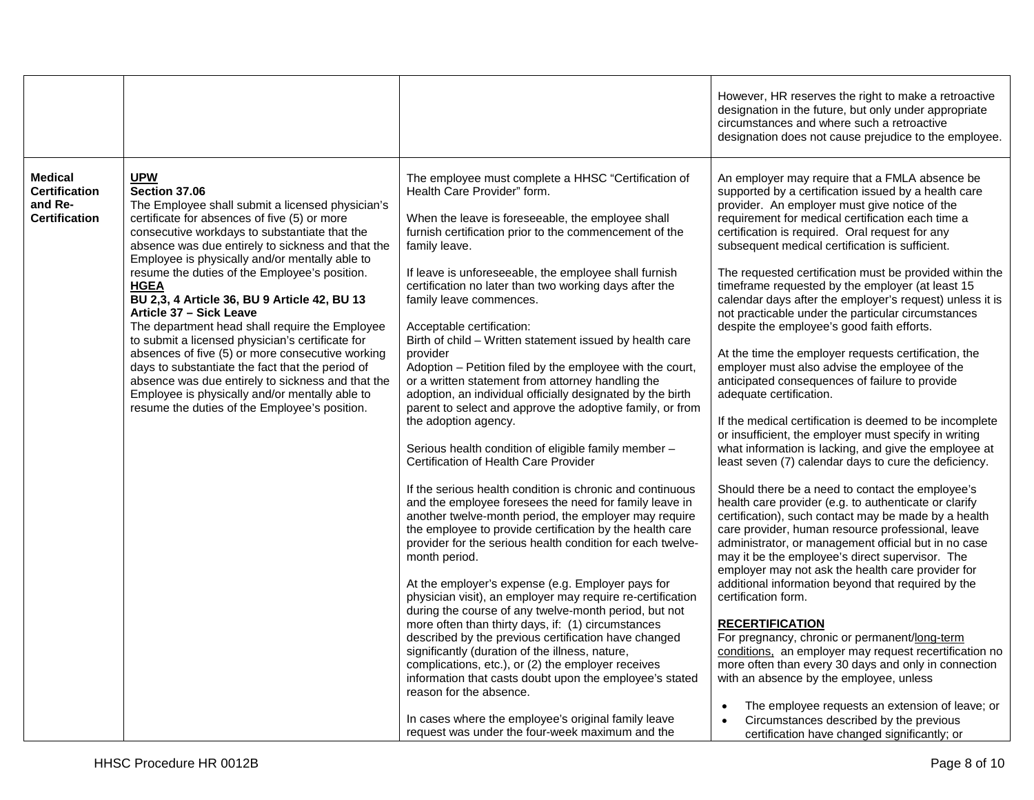| | | | |
|---|---|---|---|
| | | | However, HR reserves the right to make a retroactive designation in the future, but only under appropriate circumstances and where such a retroactive designation does not cause prejudice to the employee. |
| **Medical Certification and Re-Certification** | **UPW**<br>**Section 37.06**<br>The Employee shall submit a licensed physician's certificate for absences of five (5) or more consecutive workdays to substantiate that the absence was due entirely to sickness and that the Employee is physically and/or mentally able to resume the duties of the Employee's position.<br>**HGEA**<br>**BU 2,3, 4 Article 36, BU 9 Article 42, BU 13 Article 37 – Sick Leave**<br>The department head shall require the Employee to submit a licensed physician's certificate for absences of five (5) or more consecutive working days to substantiate the fact that the period of absence was due entirely to sickness and that the Employee is physically and/or mentally able to resume the duties of the Employee's position. | The employee must complete a HHSC "Certification of Health Care Provider" form.<br><br>When the leave is foreseeable, the employee shall furnish certification prior to the commencement of the family leave.<br><br>If leave is unforeseeable, the employee shall furnish certification no later than two working days after the family leave commences.<br><br>Acceptable certification:<br>Birth of child – Written statement issued by health care provider<br>Adoption – Petition filed by the employee with the court, or a written statement from attorney handling the adoption, an individual officially designated by the birth parent to select and approve the adoptive family, or from the adoption agency.<br><br>Serious health condition of eligible family member – Certification of Health Care Provider<br><br>If the serious health condition is chronic and continuous and the employee foresees the need for family leave in another twelve-month period, the employer may require the employee to provide certification by the health care provider for the serious health condition for each twelve-month period.<br><br>At the employer's expense (e.g. Employer pays for physician visit), an employer may require re-certification during the course of any twelve-month period, but not more often than thirty days, if: (1) circumstances described by the previous certification have changed significantly (duration of the illness, nature, complications, etc.), or (2) the employer receives information that casts doubt upon the employee's stated reason for the absence.<br><br>In cases where the employee's original family leave request was under the four-week maximum and the | An employer may require that a FMLA absence be supported by a certification issued by a health care provider. An employer must give notice of the requirement for medical certification each time a certification is required. Oral request for any subsequent medical certification is sufficient.<br><br>The requested certification must be provided within the timeframe requested by the employer (at least 15 calendar days after the employer's request) unless it is not practicable under the particular circumstances despite the employee's good faith efforts.<br><br>At the time the employer requests certification, the employer must also advise the employee of the anticipated consequences of failure to provide adequate certification.<br><br>If the medical certification is deemed to be incomplete or insufficient, the employer must specify in writing what information is lacking, and give the employee at least seven (7) calendar days to cure the deficiency.<br><br>Should there be a need to contact the employee's health care provider (e.g. to authenticate or clarify certification), such contact may be made by a health care provider, human resource professional, leave administrator, or management official but in no case may it be the employee's direct supervisor. The employer may not ask the health care provider for additional information beyond that required by the certification form.<br><br>**RECERTIFICATION**<br>For pregnancy, chronic or permanent/long-term conditions, an employer may request recertification no more often than every 30 days and only in connection with an absence by the employee, unless<br>• The employee requests an extension of leave; or<br>• Circumstances described by the previous certification have changed significantly; or |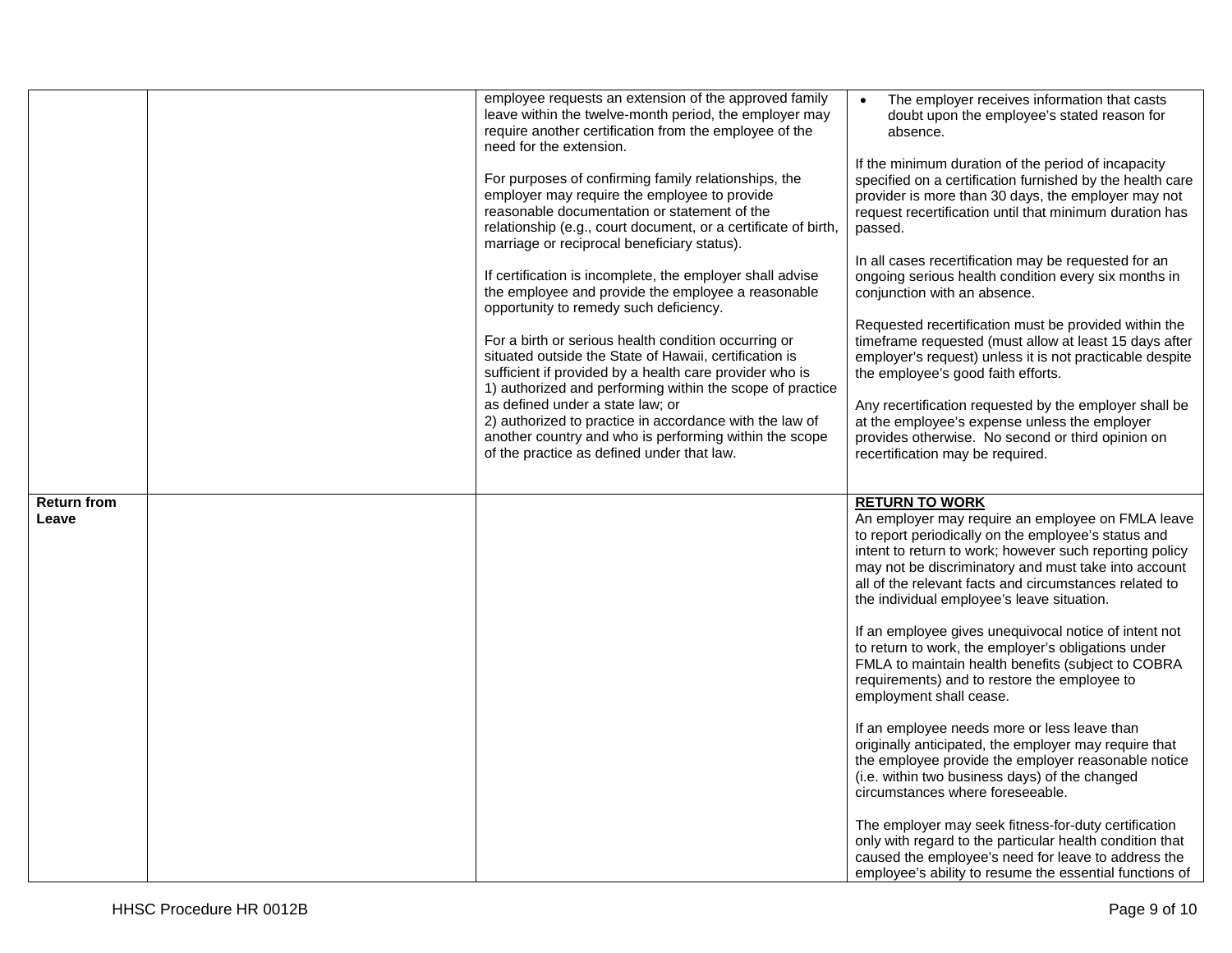| | | | |
|---|---|---|---|
| | | employee requests an extension of the approved family leave within the twelve-month period, the employer may require another certification from the employee of the need for the extension.<br><br>For purposes of confirming family relationships, the employer may require the employee to provide reasonable documentation or statement of the relationship (e.g., court document, or a certificate of birth, marriage or reciprocal beneficiary status).<br><br>If certification is incomplete, the employer shall advise the employee and provide the employee a reasonable opportunity to remedy such deficiency.<br><br>For a birth or serious health condition occurring or situated outside the State of Hawaii, certification is sufficient if provided by a health care provider who is<br>1) authorized and performing within the scope of practice as defined under a state law; or<br>2) authorized to practice in accordance with the law of another country and who is performing within the scope of the practice as defined under that law. | • The employer receives information that casts doubt upon the employee's stated reason for absence.<br><br>If the minimum duration of the period of incapacity specified on a certification furnished by the health care provider is more than 30 days, the employer may not request recertification until that minimum duration has passed.<br><br>In all cases recertification may be requested for an ongoing serious health condition every six months in conjunction with an absence.<br><br>Requested recertification must be provided within the timeframe requested (must allow at least 15 days after employer's request) unless it is not practicable despite the employee's good faith efforts.<br><br>Any recertification requested by the employer shall be at the employee's expense unless the employer provides otherwise. No second or third opinion on recertification may be required. |
| **Return from Leave** | | | **RETURN TO WORK**<br>An employer may require an employee on FMLA leave to report periodically on the employee's status and intent to return to work; however such reporting policy may not be discriminatory and must take into account all of the relevant facts and circumstances related to the individual employee's leave situation.<br><br>If an employee gives unequivocal notice of intent not to return to work, the employer's obligations under FMLA to maintain health benefits (subject to COBRA requirements) and to restore the employee to employment shall cease.<br><br>If an employee needs more or less leave than originally anticipated, the employer may require that the employee provide the employer reasonable notice (i.e. within two business days) of the changed circumstances where foreseeable.<br><br>The employer may seek fitness-for-duty certification only with regard to the particular health condition that caused the employee's need for leave to address the employee's ability to resume the essential functions of |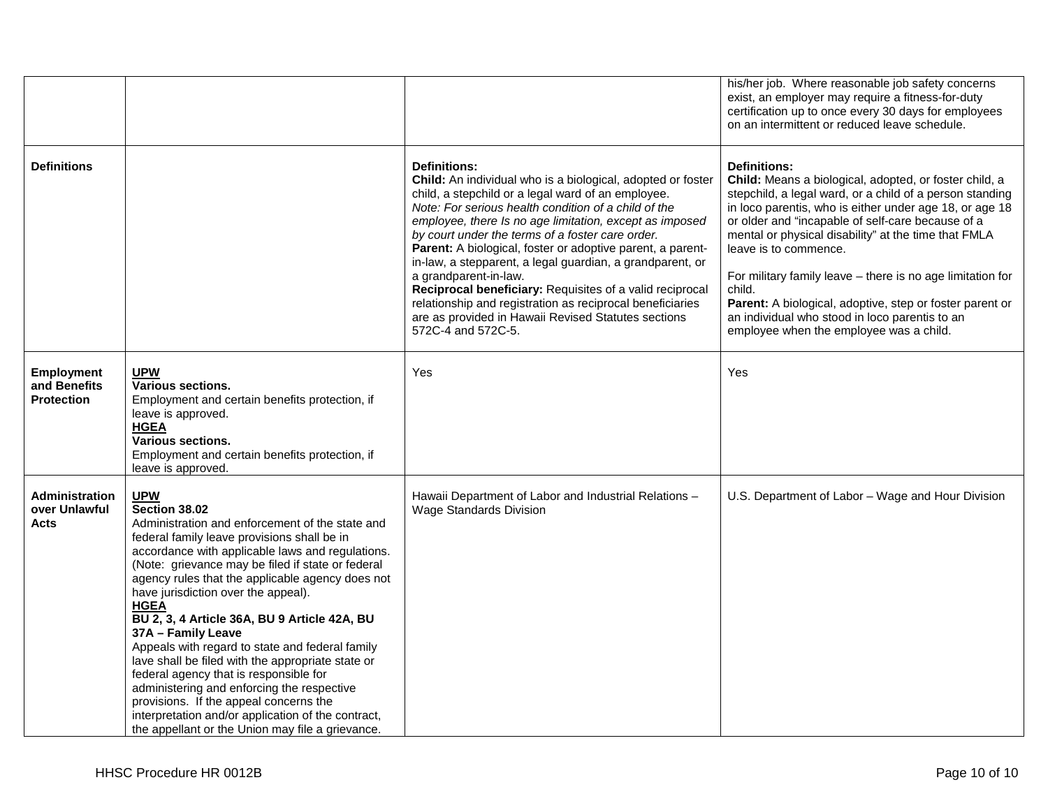| | | | |
|---|---|---|---|
| | | | his/her job. Where reasonable job safety concerns exist, an employer may require a fitness-for-duty certification up to once every 30 days for employees on an intermittent or reduced leave schedule. |
| **Definitions** | | **Definitions:**<br>**Child:** An individual who is a biological, adopted or foster child, a stepchild or a legal ward of an employee.<br>*Note: For serious health condition of a child of the employee, there Is no age limitation, except as imposed by court under the terms of a foster care order.*<br>**Parent:** A biological, foster or adoptive parent, a parent-in-law, a stepparent, a legal guardian, a grandparent, or a grandparent-in-law.<br>**Reciprocal beneficiary:** Requisites of a valid reciprocal relationship and registration as reciprocal beneficiaries are as provided in Hawaii Revised Statutes sections 572C-4 and 572C-5. | **Definitions:**<br>**Child:** Means a biological, adopted, or foster child, a stepchild, a legal ward, or a child of a person standing in loco parentis, who is either under age 18, or age 18 or older and "incapable of self-care because of a mental or physical disability" at the time that FMLA leave is to commence.<br><br>For military family leave – there is no age limitation for child.<br>**Parent:** A biological, adoptive, step or foster parent or an individual who stood in loco parentis to an employee when the employee was a child. |
| **Employment and Benefits Protection** | **UPW**<br>**Various sections.**<br>Employment and certain benefits protection, if leave is approved.<br>**HGEA**<br>**Various sections.**<br>Employment and certain benefits protection, if leave is approved. | Yes | Yes |
| **Administration over Unlawful Acts** | **UPW**<br>**Section 38.02**<br>Administration and enforcement of the state and federal family leave provisions shall be in accordance with applicable laws and regulations. (Note: grievance may be filed if state or federal agency rules that the applicable agency does not have jurisdiction over the appeal).<br>**HGEA**<br>**BU 2, 3, 4 Article 36A, BU 9 Article 42A, BU 37A – Family Leave**<br>Appeals with regard to state and federal family lave shall be filed with the appropriate state or federal agency that is responsible for administering and enforcing the respective provisions. If the appeal concerns the interpretation and/or application of the contract, the appellant or the Union may file a grievance. | Hawaii Department of Labor and Industrial Relations – Wage Standards Division | U.S. Department of Labor – Wage and Hour Division |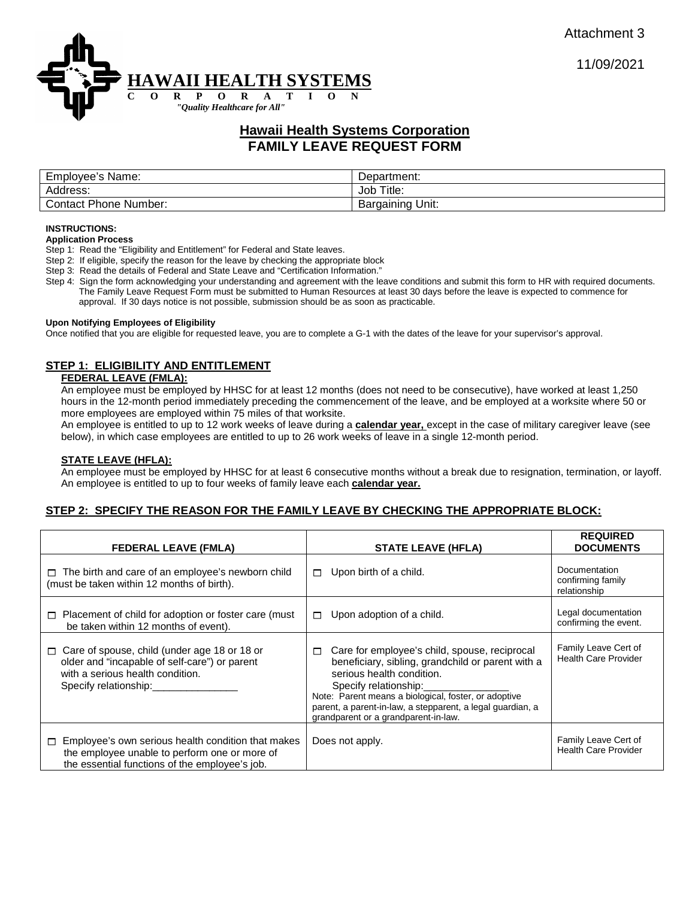Attachment 3

11/09/2021

HAWAII HEALTH SYSTEMS
C O R P O R A T I O N
*"Quality Healthcare for All"*

# Hawaii Health Systems Corporation
# FAMILY LEAVE REQUEST FORM

| Employee's Name: | Department: |
|---|---|
| Address: | Job Title: |
| Contact Phone Number: | Bargaining Unit: |

**INSTRUCTIONS:**

**Application Process**

Step 1: Read the "Eligibility and Entitlement" for Federal and State leaves.

Step 2: If eligible, specify the reason for the leave by checking the appropriate block

Step 3: Read the details of Federal and State Leave and "Certification Information."

Step 4: Sign the form acknowledging your understanding and agreement with the leave conditions and submit this form to HR with required documents. The Family Leave Request Form must be submitted to Human Resources at least 30 days before the leave is expected to commence for approval. If 30 days notice is not possible, submission should be as soon as practicable.

**Upon Notifying Employees of Eligibility**

Once notified that you are eligible for requested leave, you are to complete a G-1 with the dates of the leave for your supervisor's approval.

## STEP 1: ELIGIBILITY AND ENTITLEMENT

**FEDERAL LEAVE (FMLA):**

An employee must be employed by HHSC for at least 12 months (does not need to be consecutive), have worked at least 1,250 hours in the 12-month period immediately preceding the commencement of the leave, and be employed at a worksite where 50 or more employees are employed within 75 miles of that worksite.

An employee is entitled to up to 12 work weeks of leave during a **calendar year,** except in the case of military caregiver leave (see below), in which case employees are entitled to up to 26 work weeks of leave in a single 12-month period.

**STATE LEAVE (HFLA):**

An employee must be employed by HHSC for at least 6 consecutive months without a break due to resignation, termination, or layoff. An employee is entitled to up to four weeks of family leave each **calendar year.**

## STEP 2: SPECIFY THE REASON FOR THE FAMILY LEAVE BY CHECKING THE APPROPRIATE BLOCK:

| FEDERAL LEAVE (FMLA) | STATE LEAVE (HFLA) | REQUIRED DOCUMENTS |
|---|---|---|
| ☐ The birth and care of an employee's newborn child (must be taken within 12 months of birth). | ☐ Upon birth of a child. | Documentation confirming family relationship |
| ☐ Placement of child for adoption or foster care (must be taken within 12 months of event). | ☐ Upon adoption of a child. | Legal documentation confirming the event. |
| ☐ Care of spouse, child (under age 18 or 18 or older and "incapable of self-care") or parent with a serious health condition. Specify relationship:_______________ | ☐ Care for employee's child, spouse, reciprocal beneficiary, sibling, grandchild or parent with a serious health condition. Specify relationship:_______________ Note: Parent means a biological, foster, or adoptive parent, a parent-in-law, a stepparent, a legal guardian, a grandparent or a grandparent-in-law. | Family Leave Cert of Health Care Provider |
| ☐ Employee's own serious health condition that makes the employee unable to perform one or more of the essential functions of the employee's job. | Does not apply. | Family Leave Cert of Health Care Provider |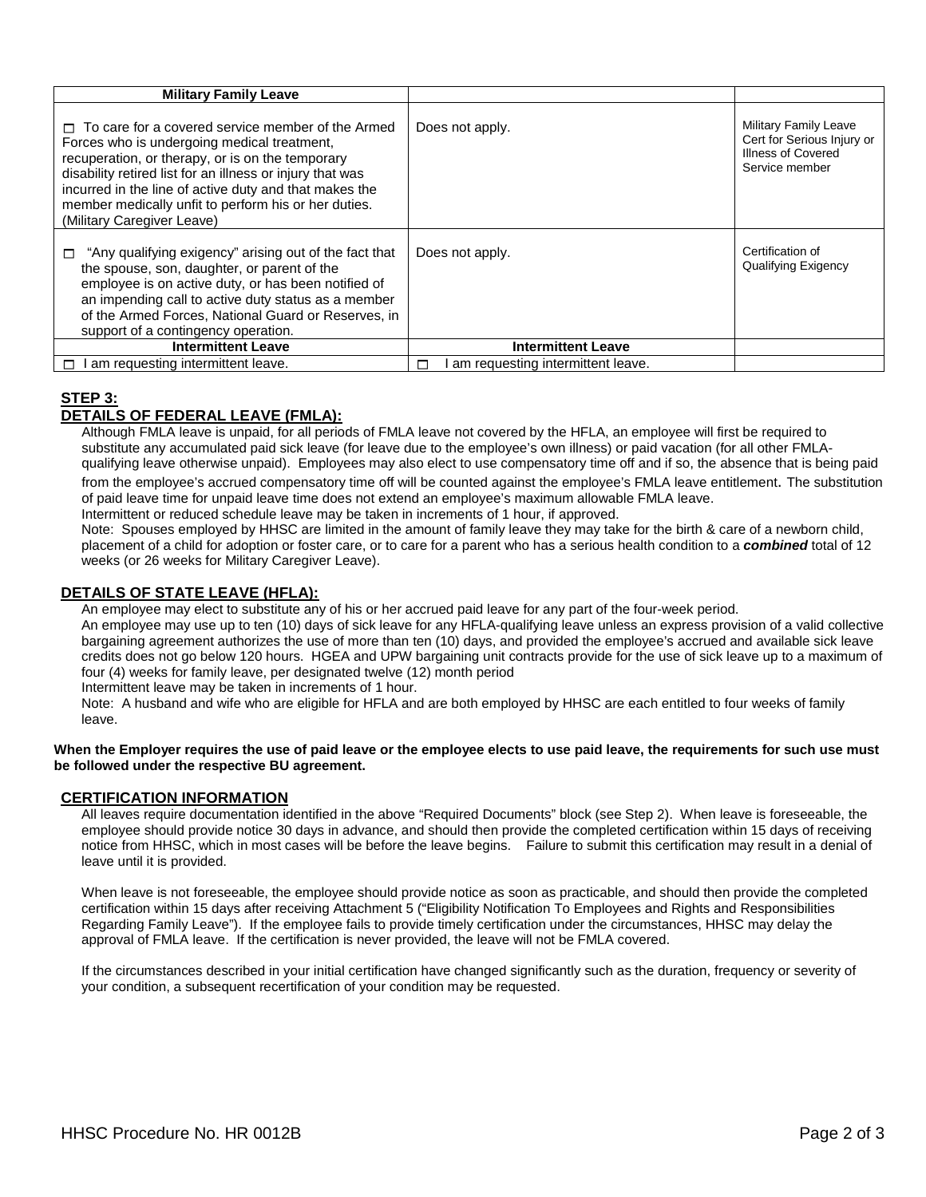| Military Family Leave | | |
|---|---|---|
| ☐ To care for a covered service member of the Armed Forces who is undergoing medical treatment, recuperation, or therapy, or is on the temporary disability retired list for an illness or injury that was incurred in the line of active duty and that makes the member medically unfit to perform his or her duties. (Military Caregiver Leave) | Does not apply. | Military Family Leave Cert for Serious Injury or Illness of Covered Service member |
| ☐ "Any qualifying exigency" arising out of the fact that the spouse, son, daughter, or parent of the employee is on active duty, or has been notified of an impending call to active duty status as a member of the Armed Forces, National Guard or Reserves, in support of a contingency operation. | Does not apply. | Certification of Qualifying Exigency |
| **Intermittent Leave** | **Intermittent Leave** | |
| ☐ I am requesting intermittent leave. | ☐ I am requesting intermittent leave. | |

## STEP 3:

## DETAILS OF FEDERAL LEAVE (FMLA):

Although FMLA leave is unpaid, for all periods of FMLA leave not covered by the HFLA, an employee will first be required to substitute any accumulated paid sick leave (for leave due to the employee's own illness) or paid vacation (for all other FMLA-qualifying leave otherwise unpaid). Employees may also elect to use compensatory time off and if so, the absence that is being paid from the employee's accrued compensatory time off will be counted against the employee's FMLA leave entitlement. The substitution of paid leave time for unpaid leave time does not extend an employee's maximum allowable FMLA leave.

Intermittent or reduced schedule leave may be taken in increments of 1 hour, if approved.

Note: Spouses employed by HHSC are limited in the amount of family leave they may take for the birth & care of a newborn child, placement of a child for adoption or foster care, or to care for a parent who has a serious health condition to a ***combined*** total of 12 weeks (or 26 weeks for Military Caregiver Leave).

## DETAILS OF STATE LEAVE (HFLA):

An employee may elect to substitute any of his or her accrued paid leave for any part of the four-week period.

An employee may use up to ten (10) days of sick leave for any HFLA-qualifying leave unless an express provision of a valid collective bargaining agreement authorizes the use of more than ten (10) days, and provided the employee's accrued and available sick leave credits does not go below 120 hours. HGEA and UPW bargaining unit contracts provide for the use of sick leave up to a maximum of four (4) weeks for family leave, per designated twelve (12) month period

Intermittent leave may be taken in increments of 1 hour.

Note: A husband and wife who are eligible for HFLA and are both employed by HHSC are each entitled to four weeks of family leave.

**When the Employer requires the use of paid leave or the employee elects to use paid leave, the requirements for such use must be followed under the respective BU agreement.**

## CERTIFICATION INFORMATION

All leaves require documentation identified in the above "Required Documents" block (see Step 2). When leave is foreseeable, the employee should provide notice 30 days in advance, and should then provide the completed certification within 15 days of receiving notice from HHSC, which in most cases will be before the leave begins. Failure to submit this certification may result in a denial of leave until it is provided.

When leave is not foreseeable, the employee should provide notice as soon as practicable, and should then provide the completed certification within 15 days after receiving Attachment 5 ("Eligibility Notification To Employees and Rights and Responsibilities Regarding Family Leave"). If the employee fails to provide timely certification under the circumstances, HHSC may delay the approval of FMLA leave. If the certification is never provided, the leave will not be FMLA covered.

If the circumstances described in your initial certification have changed significantly such as the duration, frequency or severity of your condition, a subsequent recertification of your condition may be requested.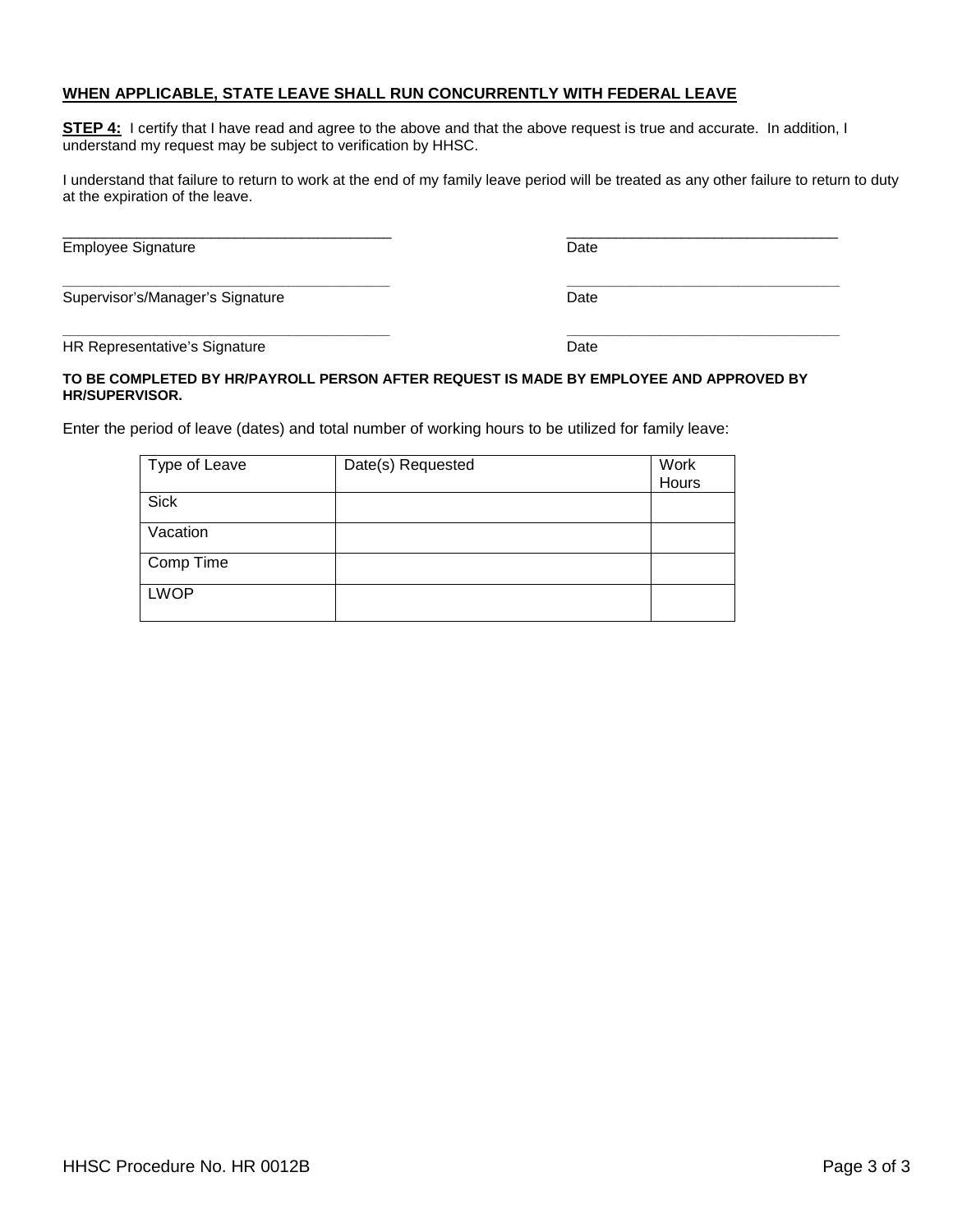**WHEN APPLICABLE, STATE LEAVE SHALL RUN CONCURRENTLY WITH FEDERAL LEAVE**

**STEP 4:** I certify that I have read and agree to the above and that the above request is true and accurate. In addition, I understand my request may be subject to verification by HHSC.

I understand that failure to return to work at the end of my family leave period will be treated as any other failure to return to duty at the expiration of the leave.

_________________________________________ _________________________________

Employee Signature Date

_________________________________________ _________________________________

Supervisor's/Manager's Signature Date

_________________________________________ _________________________________

HR Representative's Signature Date

**TO BE COMPLETED BY HR/PAYROLL PERSON AFTER REQUEST IS MADE BY EMPLOYEE AND APPROVED BY HR/SUPERVISOR.**

Enter the period of leave (dates) and total number of working hours to be utilized for family leave:

| Type of Leave | Date(s) Requested | Work Hours |
|---|---|---|
| Sick | | |
| Vacation | | |
| Comp Time | | |
| LWOP | | |

HHSC Procedure No. HR 0012B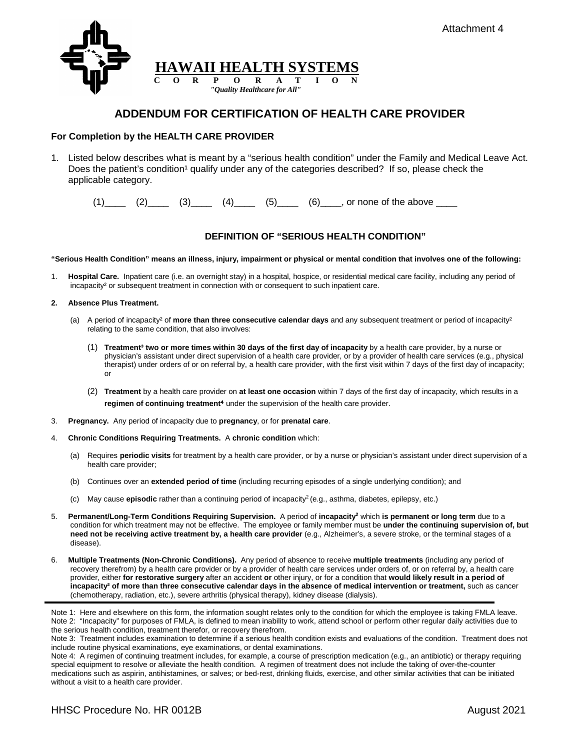Attachment 4

**HAWAII HEALTH SYSTEMS**
**C O R P O R A T I O N**
*"Quality Healthcare for All"*

## ADDENDUM FOR CERTIFICATION OF HEALTH CARE PROVIDER

**For Completion by the HEALTH CARE PROVIDER**

1. Listed below describes what is meant by a "serious health condition" under the Family and Medical Leave Act. Does the patient's condition[1] qualify under any of the categories described? If so, please check the applicable category.

   (1)____ (2)____ (3)____ (4)____ (5)____ (6)____, or none of the above ____

### DEFINITION OF "SERIOUS HEALTH CONDITION"

**"Serious Health Condition" means an illness, injury, impairment or physical or mental condition that involves one of the following:**

1. **Hospital Care.** Inpatient care (i.e. an overnight stay) in a hospital, hospice, or residential medical care facility, including any period of incapacity[2] or subsequent treatment in connection with or consequent to such inpatient care.

2. **Absence Plus Treatment.**

   (a) A period of incapacity[2] of **more than three consecutive calendar days** and any subsequent treatment or period of incapacity[2] relating to the same condition, that also involves:

   (1) **Treatment[3] two or more times within 30 days of the first day of incapacity** by a health care provider, by a nurse or physician's assistant under direct supervision of a health care provider, or by a provider of health care services (e.g., physical therapist) under orders of or on referral by, a health care provider, with the first visit within 7 days of the first day of incapacity; or

   (2) **Treatment** by a health care provider on **at least one occasion** within 7 days of the first day of incapacity, which results in a **regimen of continuing treatment[4]** under the supervision of the health care provider.

3. **Pregnancy.** Any period of incapacity due to **pregnancy**, or for **prenatal care**.

4. **Chronic Conditions Requiring Treatments.** A **chronic condition** which:

   (a) Requires **periodic visits** for treatment by a health care provider, or by a nurse or physician's assistant under direct supervision of a health care provider;

   (b) Continues over an **extended period of time** (including recurring episodes of a single underlying condition); and

   (c) May cause **episodic** rather than a continuing period of incapacity[2] (e.g., asthma, diabetes, epilepsy, etc.)

5. **Permanent/Long-Term Conditions Requiring Supervision.** A period of **incapacity[2]** which **is permanent or long term** due to a condition for which treatment may not be effective. The employee or family member must be **under the continuing supervision of, but need not be receiving active treatment by, a health care provider** (e.g., Alzheimer's, a severe stroke, or the terminal stages of a disease).

6. **Multiple Treatments (Non-Chronic Conditions).** Any period of absence to receive **multiple treatments** (including any period of recovery therefrom) by a health care provider or by a provider of health care services under orders of, or on referral by, a health care provider, either **for restorative surgery** after an accident **or** other injury, or for a condition that **would likely result in a period of incapacity[2] of more than three consecutive calendar days in the absence of medical intervention or treatment,** such as cancer (chemotherapy, radiation, etc.), severe arthritis (physical therapy), kidney disease (dialysis).

---

Note 1: Here and elsewhere on this form, the information sought relates only to the condition for which the employee is taking FMLA leave.
Note 2: "Incapacity" for purposes of FMLA, is defined to mean inability to work, attend school or perform other regular daily activities due to the serious health condition, treatment therefor, or recovery therefrom.
Note 3: Treatment includes examination to determine if a serious health condition exists and evaluations of the condition. Treatment does not include routine physical examinations, eye examinations, or dental examinations.
Note 4: A regimen of continuing treatment includes, for example, a course of prescription medication (e.g., an antibiotic) or therapy requiring special equipment to resolve or alleviate the health condition. A regimen of treatment does not include the taking of over-the-counter medications such as aspirin, antihistamines, or salves; or bed-rest, drinking fluids, exercise, and other similar activities that can be initiated without a visit to a health care provider.

HHSC Procedure No. HR 0012B August 2021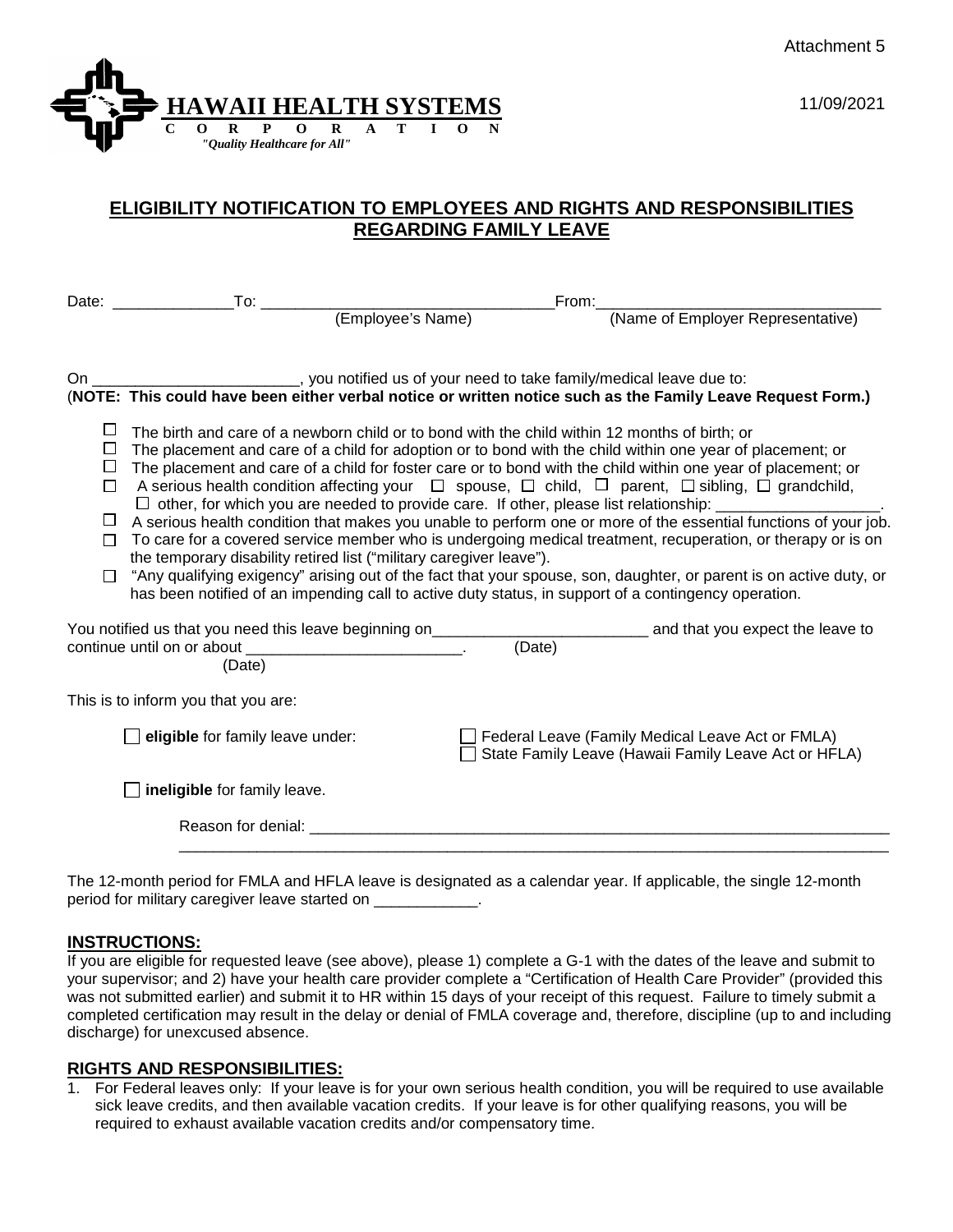Attachment 5

11/09/2021

**HAWAII HEALTH SYSTEMS**
**C O R P O R A T I O N**
*"Quality Healthcare for All"*

## ELIGIBILITY NOTIFICATION TO EMPLOYEES AND RIGHTS AND RESPONSIBILITIES REGARDING FAMILY LEAVE

Date: ______________ To: __________________________________ From: ________________________________
(Employee's Name) (Name of Employer Representative)

On ________________________, you notified us of your need to take family/medical leave due to:
(**NOTE: This could have been either verbal notice or written notice such as the Family Leave Request Form.)**

- ☐ The birth and care of a newborn child or to bond with the child within 12 months of birth; or
- ☐ The placement and care of a child for adoption or to bond with the child within one year of placement; or
- ☐ The placement and care of a child for foster care or to bond with the child within one year of placement; or
- ☐ A serious health condition affecting your ☐ spouse, ☐ child, ☐ parent, ☐ sibling, ☐ grandchild, ☐ other, for which you are needed to provide care. If other, please list relationship: ___________________.
- ☐ A serious health condition that makes you unable to perform one or more of the essential functions of your job.
- ☐ To care for a covered service member who is undergoing medical treatment, recuperation, or therapy or is on the temporary disability retired list ("military caregiver leave").
- ☐ "Any qualifying exigency" arising out of the fact that your spouse, son, daughter, or parent is on active duty, or has been notified of an impending call to active duty status, in support of a contingency operation.

You notified us that you need this leave beginning on_________________________ (Date) and that you expect the leave to continue until on or about _________________________ (Date).

This is to inform you that you are:

☐ **eligible** for family leave under: ☐ Federal Leave (Family Medical Leave Act or FMLA)
☐ State Family Leave (Hawaii Family Leave Act or HFLA)

☐ **ineligible** for family leave.

Reason for denial: ______________________________________________________________________
______________________________________________________________________________________

The 12-month period for FMLA and HFLA leave is designated as a calendar year. If applicable, the single 12-month period for military caregiver leave started on ____________.

### INSTRUCTIONS:

If you are eligible for requested leave (see above), please 1) complete a G-1 with the dates of the leave and submit to your supervisor; and 2) have your health care provider complete a "Certification of Health Care Provider" (provided this was not submitted earlier) and submit it to HR within 15 days of your receipt of this request. Failure to timely submit a completed certification may result in the delay or denial of FMLA coverage and, therefore, discipline (up to and including discharge) for unexcused absence.

### RIGHTS AND RESPONSIBILITIES:

1. For Federal leaves only: If your leave is for your own serious health condition, you will be required to use available sick leave credits, and then available vacation credits. If your leave is for other qualifying reasons, you will be required to exhaust available vacation credits and/or compensatory time.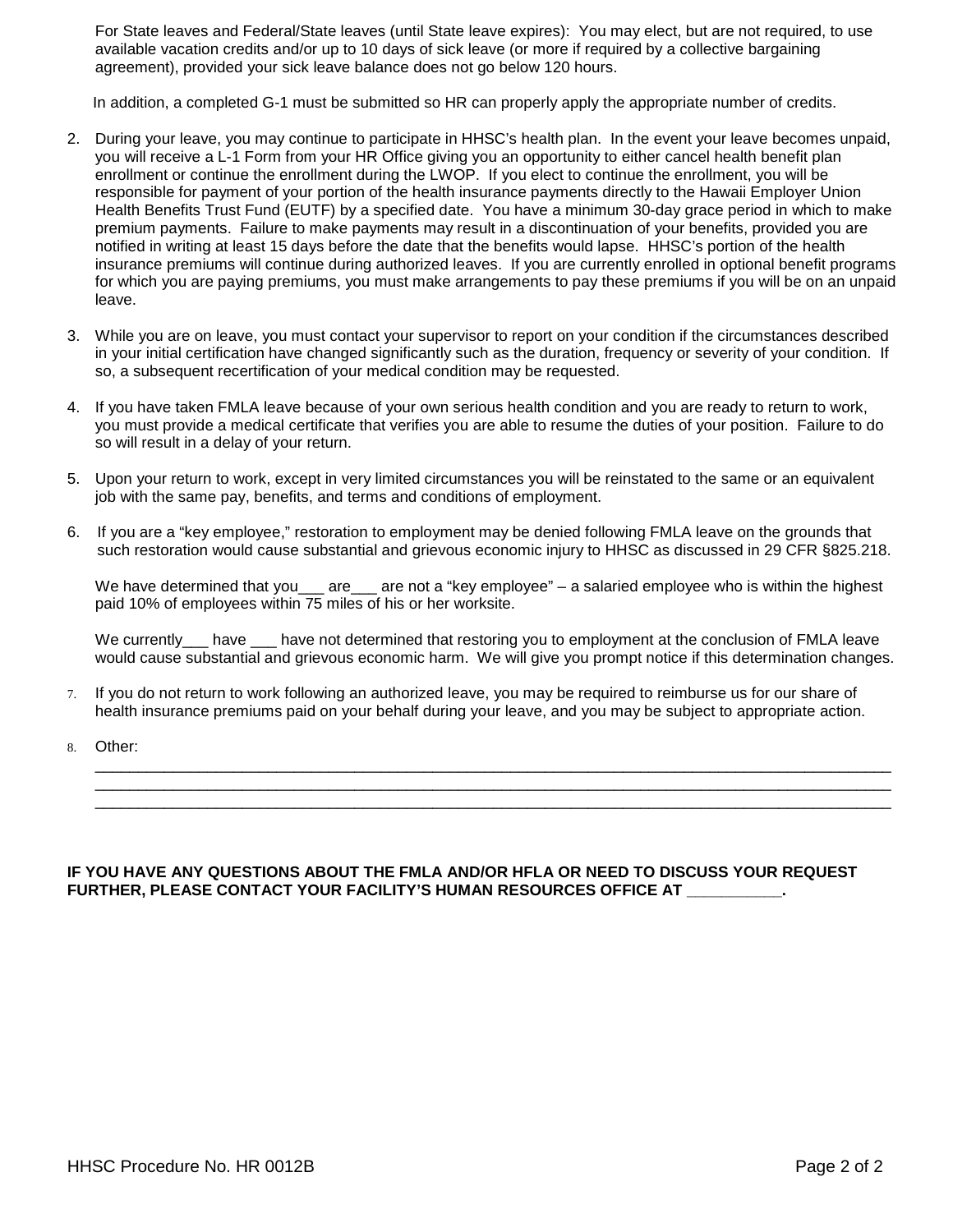For State leaves and Federal/State leaves (until State leave expires): You may elect, but are not required, to use available vacation credits and/or up to 10 days of sick leave (or more if required by a collective bargaining agreement), provided your sick leave balance does not go below 120 hours.

In addition, a completed G-1 must be submitted so HR can properly apply the appropriate number of credits.

2. During your leave, you may continue to participate in HHSC's health plan. In the event your leave becomes unpaid, you will receive a L-1 Form from your HR Office giving you an opportunity to either cancel health benefit plan enrollment or continue the enrollment during the LWOP. If you elect to continue the enrollment, you will be responsible for payment of your portion of the health insurance payments directly to the Hawaii Employer Union Health Benefits Trust Fund (EUTF) by a specified date. You have a minimum 30-day grace period in which to make premium payments. Failure to make payments may result in a discontinuation of your benefits, provided you are notified in writing at least 15 days before the date that the benefits would lapse. HHSC's portion of the health insurance premiums will continue during authorized leaves. If you are currently enrolled in optional benefit programs for which you are paying premiums, you must make arrangements to pay these premiums if you will be on an unpaid leave.

3. While you are on leave, you must contact your supervisor to report on your condition if the circumstances described in your initial certification have changed significantly such as the duration, frequency or severity of your condition. If so, a subsequent recertification of your medical condition may be requested.

4. If you have taken FMLA leave because of your own serious health condition and you are ready to return to work, you must provide a medical certificate that verifies you are able to resume the duties of your position. Failure to do so will result in a delay of your return.

5. Upon your return to work, except in very limited circumstances you will be reinstated to the same or an equivalent job with the same pay, benefits, and terms and conditions of employment.

6. If you are a "key employee," restoration to employment may be denied following FMLA leave on the grounds that such restoration would cause substantial and grievous economic injury to HHSC as discussed in 29 CFR §825.218.

   We have determined that you___ are___ are not a "key employee" – a salaried employee who is within the highest paid 10% of employees within 75 miles of his or her worksite.

   We currently___ have ___ have not determined that restoring you to employment at the conclusion of FMLA leave would cause substantial and grievous economic harm. We will give you prompt notice if this determination changes.

7. If you do not return to work following an authorized leave, you may be required to reimburse us for our share of health insurance premiums paid on your behalf during your leave, and you may be subject to appropriate action.

8. Other:
   ______________________________________________________________________________________________
   ______________________________________________________________________________________________
   ______________________________________________________________________________________________

**IF YOU HAVE ANY QUESTIONS ABOUT THE FMLA AND/OR HFLA OR NEED TO DISCUSS YOUR REQUEST FURTHER, PLEASE CONTACT YOUR FACILITY'S HUMAN RESOURCES OFFICE AT __________.**

HHSC Procedure No. HR 0012B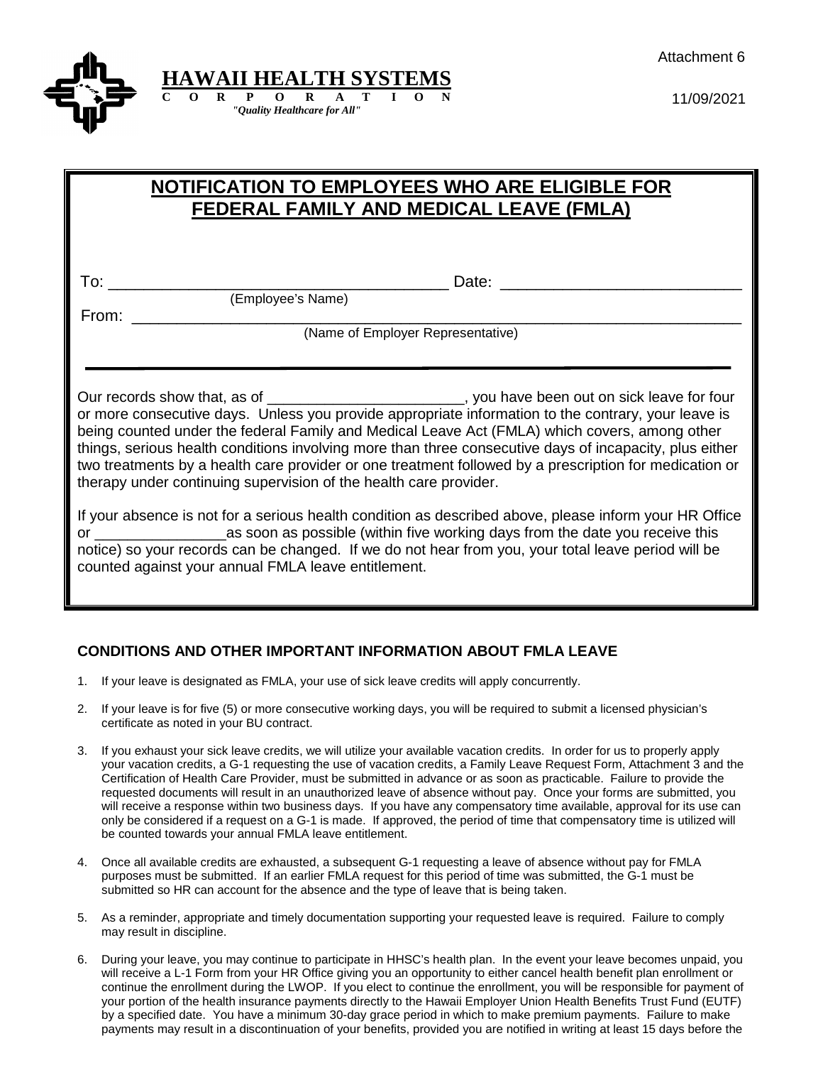Attachment 6

**HAWAII HEALTH SYSTEMS**
**C O R P O R A T I O N**
*"Quality Healthcare for All"*

11/09/2021

## NOTIFICATION TO EMPLOYEES WHO ARE ELIGIBLE FOR FEDERAL FAMILY AND MEDICAL LEAVE (FMLA)

To: ______________________________________ Date: ___________________________
(Employee's Name)

From: _____________________________________________________________________
(Name of Employer Representative)

Our records show that, as of _______________________, you have been out on sick leave for four or more consecutive days. Unless you provide appropriate information to the contrary, your leave is being counted under the federal Family and Medical Leave Act (FMLA) which covers, among other things, serious health conditions involving more than three consecutive days of incapacity, plus either two treatments by a health care provider or one treatment followed by a prescription for medication or therapy under continuing supervision of the health care provider.

If your absence is not for a serious health condition as described above, please inform your HR Office or ________________as soon as possible (within five working days from the date you receive this notice) so your records can be changed. If we do not hear from you, your total leave period will be counted against your annual FMLA leave entitlement.

### CONDITIONS AND OTHER IMPORTANT INFORMATION ABOUT FMLA LEAVE

1. If your leave is designated as FMLA, your use of sick leave credits will apply concurrently.

2. If your leave is for five (5) or more consecutive working days, you will be required to submit a licensed physician's certificate as noted in your BU contract.

3. If you exhaust your sick leave credits, we will utilize your available vacation credits. In order for us to properly apply your vacation credits, a G-1 requesting the use of vacation credits, a Family Leave Request Form, Attachment 3 and the Certification of Health Care Provider, must be submitted in advance or as soon as practicable. Failure to provide the requested documents will result in an unauthorized leave of absence without pay. Once your forms are submitted, you will receive a response within two business days. If you have any compensatory time available, approval for its use can only be considered if a request on a G-1 is made. If approved, the period of time that compensatory time is utilized will be counted towards your annual FMLA leave entitlement.

4. Once all available credits are exhausted, a subsequent G-1 requesting a leave of absence without pay for FMLA purposes must be submitted. If an earlier FMLA request for this period of time was submitted, the G-1 must be submitted so HR can account for the absence and the type of leave that is being taken.

5. As a reminder, appropriate and timely documentation supporting your requested leave is required. Failure to comply may result in discipline.

6. During your leave, you may continue to participate in HHSC's health plan. In the event your leave becomes unpaid, you will receive a L-1 Form from your HR Office giving you an opportunity to either cancel health benefit plan enrollment or continue the enrollment during the LWOP. If you elect to continue the enrollment, you will be responsible for payment of your portion of the health insurance payments directly to the Hawaii Employer Union Health Benefits Trust Fund (EUTF) by a specified date. You have a minimum 30-day grace period in which to make premium payments. Failure to make payments may result in a discontinuation of your benefits, provided you are notified in writing at least 15 days before the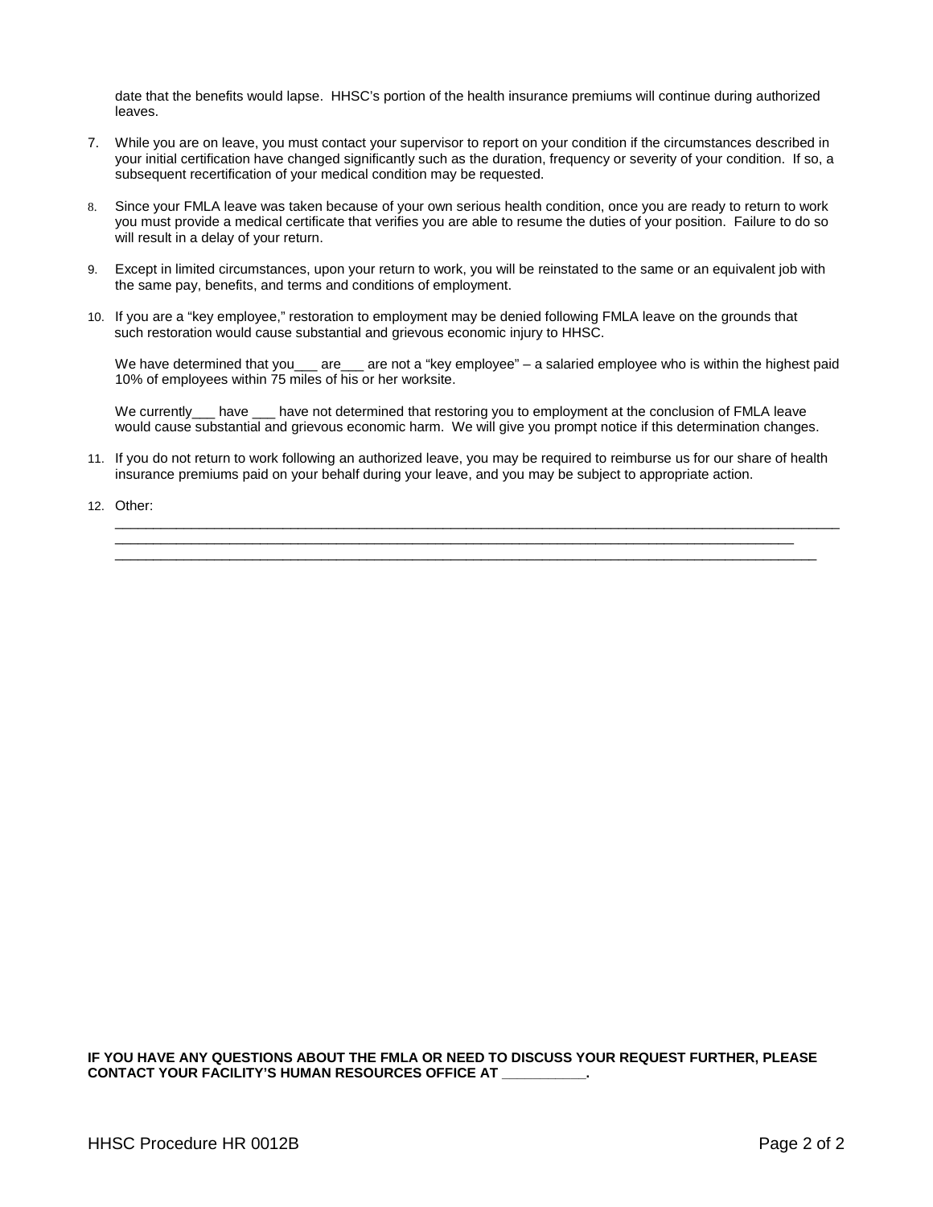date that the benefits would lapse. HHSC's portion of the health insurance premiums will continue during authorized leaves.

7. While you are on leave, you must contact your supervisor to report on your condition if the circumstances described in your initial certification have changed significantly such as the duration, frequency or severity of your condition. If so, a subsequent recertification of your medical condition may be requested.

8. Since your FMLA leave was taken because of your own serious health condition, once you are ready to return to work you must provide a medical certificate that verifies you are able to resume the duties of your position. Failure to do so will result in a delay of your return.

9. Except in limited circumstances, upon your return to work, you will be reinstated to the same or an equivalent job with the same pay, benefits, and terms and conditions of employment.

10. If you are a "key employee," restoration to employment may be denied following FMLA leave on the grounds that such restoration would cause substantial and grievous economic injury to HHSC.

    We have determined that you___ are___ are not a "key employee" – a salaried employee who is within the highest paid 10% of employees within 75 miles of his or her worksite.

    We currently___ have ___ have not determined that restoring you to employment at the conclusion of FMLA leave would cause substantial and grievous economic harm. We will give you prompt notice if this determination changes.

11. If you do not return to work following an authorized leave, you may be required to reimburse us for our share of health insurance premiums paid on your behalf during your leave, and you may be subject to appropriate action.

12. Other:
    ______________________________________________________________________________________________
    ______________________________________________________________________________________________
    ______________________________________________________________________________________________

**IF YOU HAVE ANY QUESTIONS ABOUT THE FMLA OR NEED TO DISCUSS YOUR REQUEST FURTHER, PLEASE CONTACT YOUR FACILITY'S HUMAN RESOURCES OFFICE AT ___________.**

HHSC Procedure HR 0012B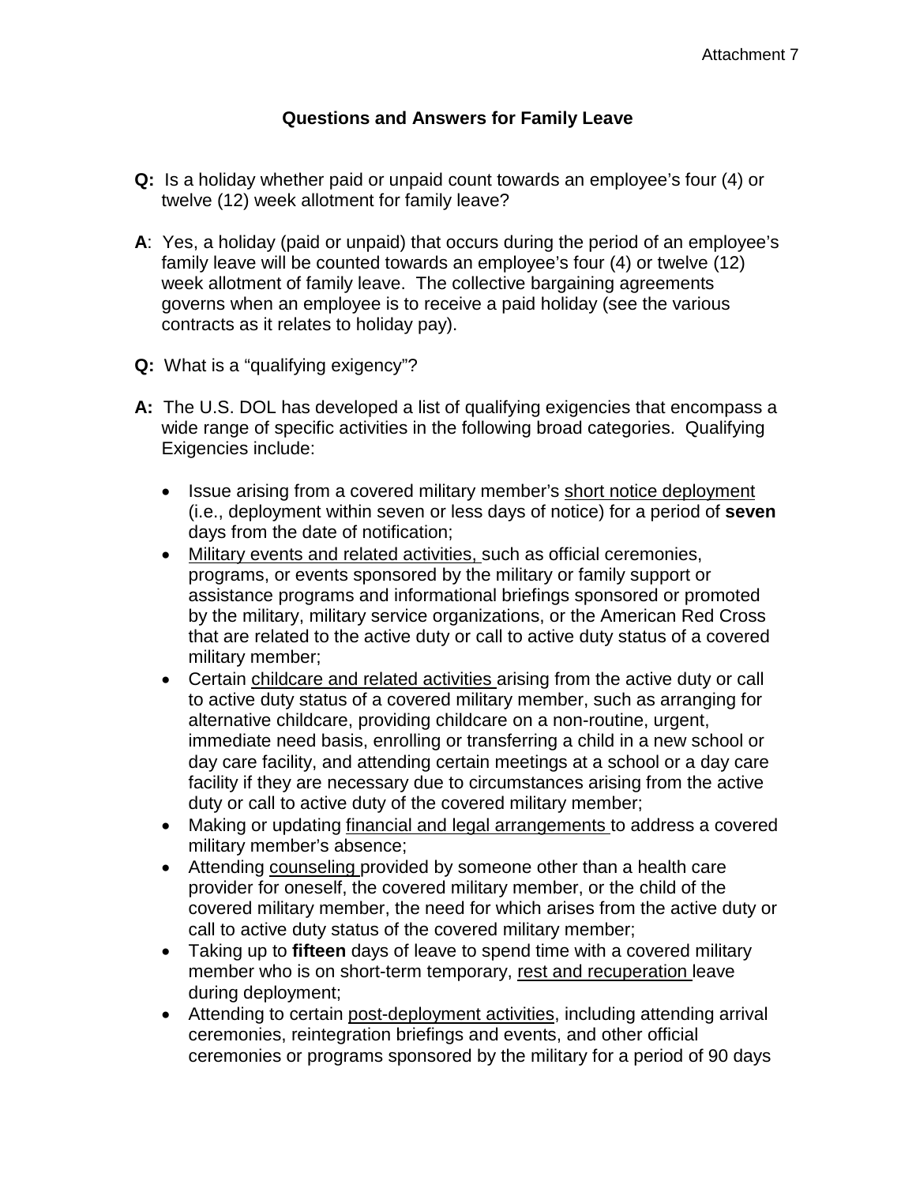Attachment 7

## Questions and Answers for Family Leave

**Q:** Is a holiday whether paid or unpaid count towards an employee's four (4) or twelve (12) week allotment for family leave?

**A**: Yes, a holiday (paid or unpaid) that occurs during the period of an employee's family leave will be counted towards an employee's four (4) or twelve (12) week allotment of family leave. The collective bargaining agreements governs when an employee is to receive a paid holiday (see the various contracts as it relates to holiday pay).

**Q:** What is a "qualifying exigency"?

**A:** The U.S. DOL has developed a list of qualifying exigencies that encompass a wide range of specific activities in the following broad categories. Qualifying Exigencies include:

- Issue arising from a covered military member's <u>short notice deployment</u> (i.e., deployment within seven or less days of notice) for a period of **seven** days from the date of notification;
- <u>Military events and related activities,</u> such as official ceremonies, programs, or events sponsored by the military or family support or assistance programs and informational briefings sponsored or promoted by the military, military service organizations, or the American Red Cross that are related to the active duty or call to active duty status of a covered military member;
- Certain <u>childcare and related activities</u> arising from the active duty or call to active duty status of a covered military member, such as arranging for alternative childcare, providing childcare on a non-routine, urgent, immediate need basis, enrolling or transferring a child in a new school or day care facility, and attending certain meetings at a school or a day care facility if they are necessary due to circumstances arising from the active duty or call to active duty of the covered military member;
- Making or updating <u>financial and legal arrangements</u> to address a covered military member's absence;
- Attending <u>counseling</u> provided by someone other than a health care provider for oneself, the covered military member, or the child of the covered military member, the need for which arises from the active duty or call to active duty status of the covered military member;
- Taking up to **fifteen** days of leave to spend time with a covered military member who is on short-term temporary, <u>rest and recuperation</u> leave during deployment;
- Attending to certain <u>post-deployment activities</u>, including attending arrival ceremonies, reintegration briefings and events, and other official ceremonies or programs sponsored by the military for a period of 90 days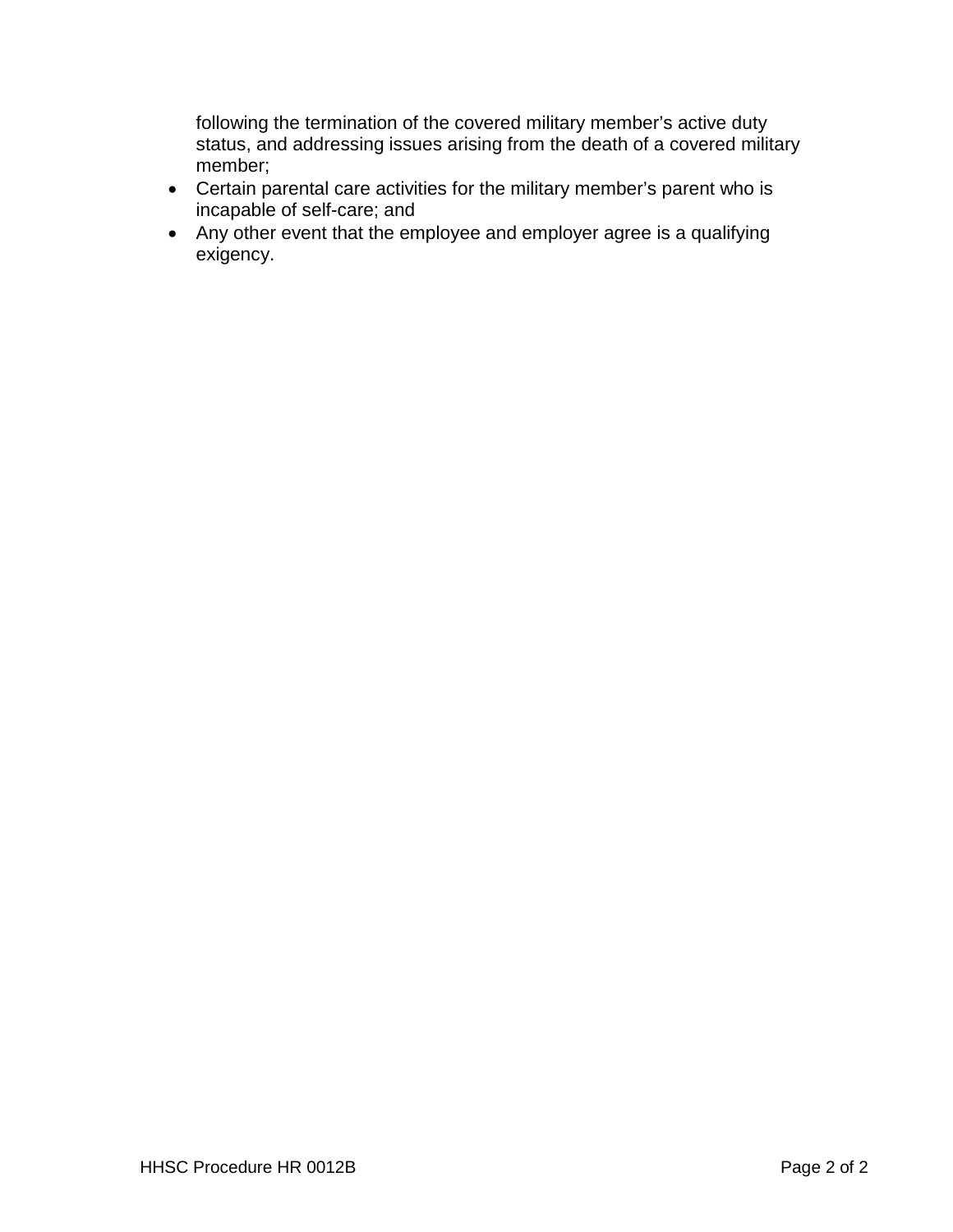following the termination of the covered military member’s active duty status, and addressing issues arising from the death of a covered military member;

- Certain parental care activities for the military member’s parent who is incapable of self-care; and
- Any other event that the employee and employer agree is a qualifying exigency.